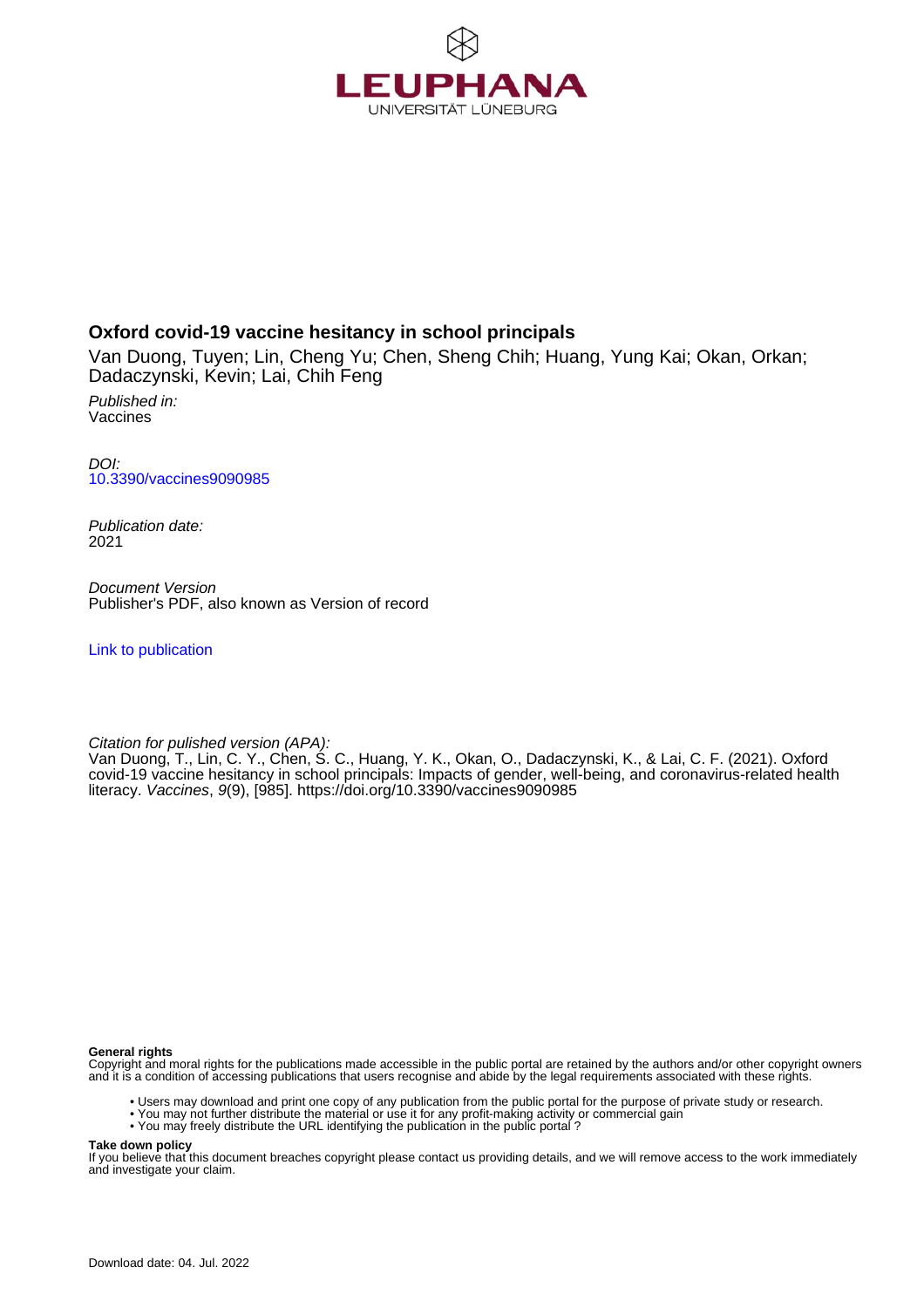LEUPHANA
UNIVERSITÄT LÜNEBURG

# Oxford covid-19 vaccine hesitancy in school principals

Van Duong, Tuyen; Lin, Cheng Yu; Chen, Sheng Chih; Huang, Yung Kai; Okan, Orkan; Dadaczynski, Kevin; Lai, Chih Feng

*Published in:*
Vaccines

*DOI:*
10.3390/vaccines9090985

*Publication date:*
2021

*Document Version*
Publisher's PDF, also known as Version of record

Link to publication

*Citation for pulished version (APA):*
Van Duong, T., Lin, C. Y., Chen, S. C., Huang, Y. K., Okan, O., Dadaczynski, K., & Lai, C. F. (2021). Oxford covid-19 vaccine hesitancy in school principals: Impacts of gender, well-being, and coronavirus-related health literacy. *Vaccines*, *9*(9), [985]. https://doi.org/10.3390/vaccines9090985

**General rights**
Copyright and moral rights for the publications made accessible in the public portal are retained by the authors and/or other copyright owners and it is a condition of accessing publications that users recognise and abide by the legal requirements associated with these rights.

- Users may download and print one copy of any publication from the public portal for the purpose of private study or research.
- You may not further distribute the material or use it for any profit-making activity or commercial gain
- You may freely distribute the URL identifying the publication in the public portal ?

**Take down policy**
If you believe that this document breaches copyright please contact us providing details, and we will remove access to the work immediately and investigate your claim.

Download date: 04. Jul. 2022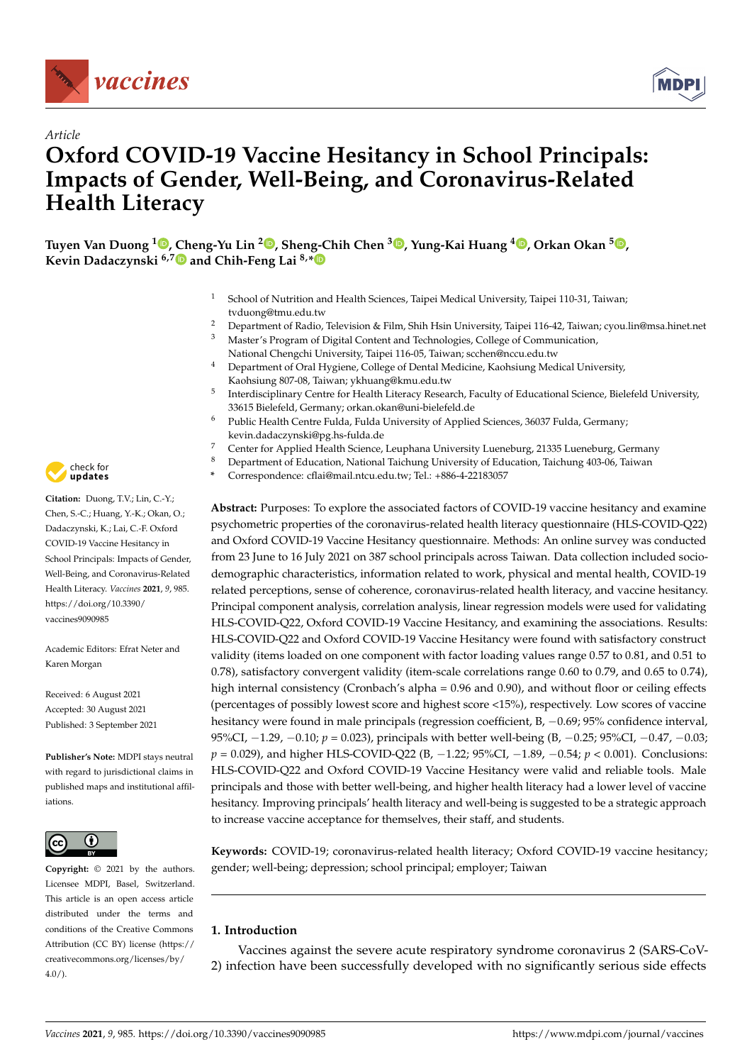# Oxford COVID-19 Vaccine Hesitancy in School Principals: Impacts of Gender, Well-Being, and Coronavirus-Related Health Literacy

Article

**Tuyen Van Duong** [1], **Cheng-Yu Lin** [2], **Sheng-Chih Chen** [3], **Yung-Kai Huang** [4], **Orkan Okan** [5], **Kevin Dadaczynski** [6,7] and **Chih-Feng Lai** [8,*]

1 School of Nutrition and Health Sciences, Taipei Medical University, Taipei 110-31, Taiwan; tvduong@tmu.edu.tw
2 Department of Radio, Television & Film, Shih Hsin University, Taipei 116-42, Taiwan; cyou.lin@msa.hinet.net
3 Master's Program of Digital Content and Technologies, College of Communication, National Chengchi University, Taipei 116-05, Taiwan; scchen@nccu.edu.tw
4 Department of Oral Hygiene, College of Dental Medicine, Kaohsiung Medical University, Kaohsiung 807-08, Taiwan; ykhuang@kmu.edu.tw
5 Interdisciplinary Centre for Health Literacy Research, Faculty of Educational Science, Bielefeld University, 33615 Bielefeld, Germany; orkan.okan@uni-bielefeld.de
6 Public Health Centre Fulda, Fulda University of Applied Sciences, 36037 Fulda, Germany; kevin.dadaczynski@pg.hs-fulda.de
7 Center for Applied Health Science, Leuphana University Lueneburg, 21335 Lueneburg, Germany
8 Department of Education, National Taichung University of Education, Taichung 403-06, Taiwan
\* Correspondence: cflai@mail.ntcu.edu.tw; Tel.: +886-4-22183057

**Citation:** Duong, T.V.; Lin, C.-Y.; Chen, S.-C.; Huang, Y.-K.; Okan, O.; Dadaczynski, K.; Lai, C.-F. Oxford COVID-19 Vaccine Hesitancy in School Principals: Impacts of Gender, Well-Being, and Coronavirus-Related Health Literacy. *Vaccines* **2021**, *9*, 985. https://doi.org/10.3390/vaccines9090985

Academic Editors: Efrat Neter and Karen Morgan

Received: 6 August 2021
Accepted: 30 August 2021
Published: 3 September 2021

**Publisher's Note:** MDPI stays neutral with regard to jurisdictional claims in published maps and institutional affiliations.

**Copyright:** © 2021 by the authors. Licensee MDPI, Basel, Switzerland. This article is an open access article distributed under the terms and conditions of the Creative Commons Attribution (CC BY) license (https://creativecommons.org/licenses/by/4.0/).

**Abstract:** Purposes: To explore the associated factors of COVID-19 vaccine hesitancy and examine psychometric properties of the coronavirus-related health literacy questionnaire (HLS-COVID-Q22) and Oxford COVID-19 Vaccine Hesitancy questionnaire. Methods: An online survey was conducted from 23 June to 16 July 2021 on 387 school principals across Taiwan. Data collection included socio-demographic characteristics, information related to work, physical and mental health, COVID-19 related perceptions, sense of coherence, coronavirus-related health literacy, and vaccine hesitancy. Principal component analysis, correlation analysis, linear regression models were used for validating HLS-COVID-Q22, Oxford COVID-19 Vaccine Hesitancy, and examining the associations. Results: HLS-COVID-Q22 and Oxford COVID-19 Vaccine Hesitancy were found with satisfactory construct validity (items loaded on one component with factor loading values range 0.57 to 0.81, and 0.51 to 0.78), satisfactory convergent validity (item-scale correlations range 0.60 to 0.79, and 0.65 to 0.74), high internal consistency (Cronbach's alpha = 0.96 and 0.90), and without floor or ceiling effects (percentages of possibly lowest score and highest score <15%), respectively. Low scores of vaccine hesitancy were found in male principals (regression coefficient, B, −0.69; 95% confidence interval, 95%CI, −1.29, −0.10; $p = 0.023$), principals with better well-being (B, −0.25; 95%CI, −0.47, −0.03; $p = 0.029$), and higher HLS-COVID-Q22 (B, −1.22; 95%CI, −1.89, −0.54; $p < 0.001$). Conclusions: HLS-COVID-Q22 and Oxford COVID-19 Vaccine Hesitancy were valid and reliable tools. Male principals and those with better well-being, and higher health literacy had a lower level of vaccine hesitancy. Improving principals' health literacy and well-being is suggested to be a strategic approach to increase vaccine acceptance for themselves, their staff, and students.

**Keywords:** COVID-19; coronavirus-related health literacy; Oxford COVID-19 vaccine hesitancy; gender; well-being; depression; school principal; employer; Taiwan

## 1. Introduction

Vaccines against the severe acute respiratory syndrome coronavirus 2 (SARS-CoV-2) infection have been successfully developed with no significantly serious side effects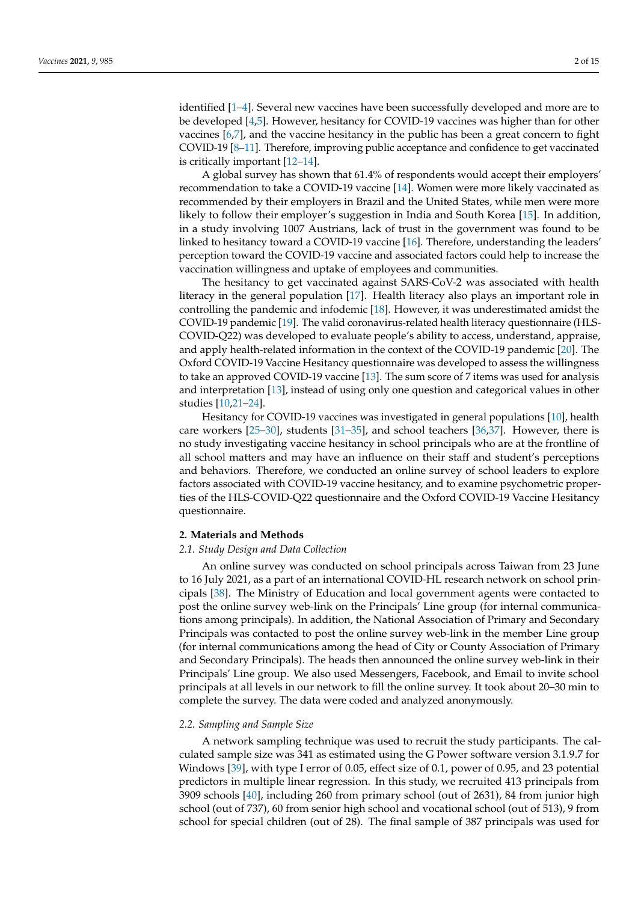identified [1–4]. Several new vaccines have been successfully developed and more are to be developed [4,5]. However, hesitancy for COVID-19 vaccines was higher than for other vaccines [6,7], and the vaccine hesitancy in the public has been a great concern to fight COVID-19 [8–11]. Therefore, improving public acceptance and confidence to get vaccinated is critically important [12–14].

A global survey has shown that 61.4% of respondents would accept their employers' recommendation to take a COVID-19 vaccine [14]. Women were more likely vaccinated as recommended by their employers in Brazil and the United States, while men were more likely to follow their employer's suggestion in India and South Korea [15]. In addition, in a study involving 1007 Austrians, lack of trust in the government was found to be linked to hesitancy toward a COVID-19 vaccine [16]. Therefore, understanding the leaders' perception toward the COVID-19 vaccine and associated factors could help to increase the vaccination willingness and uptake of employees and communities.

The hesitancy to get vaccinated against SARS-CoV-2 was associated with health literacy in the general population [17]. Health literacy also plays an important role in controlling the pandemic and infodemic [18]. However, it was underestimated amidst the COVID-19 pandemic [19]. The valid coronavirus-related health literacy questionnaire (HLS-COVID-Q22) was developed to evaluate people's ability to access, understand, appraise, and apply health-related information in the context of the COVID-19 pandemic [20]. The Oxford COVID-19 Vaccine Hesitancy questionnaire was developed to assess the willingness to take an approved COVID-19 vaccine [13]. The sum score of 7 items was used for analysis and interpretation [13], instead of using only one question and categorical values in other studies [10,21–24].

Hesitancy for COVID-19 vaccines was investigated in general populations [10], health care workers [25–30], students [31–35], and school teachers [36,37]. However, there is no study investigating vaccine hesitancy in school principals who are at the frontline of all school matters and may have an influence on their staff and student's perceptions and behaviors. Therefore, we conducted an online survey of school leaders to explore factors associated with COVID-19 vaccine hesitancy, and to examine psychometric properties of the HLS-COVID-Q22 questionnaire and the Oxford COVID-19 Vaccine Hesitancy questionnaire.

## 2. Materials and Methods

### *2.1. Study Design and Data Collection*

An online survey was conducted on school principals across Taiwan from 23 June to 16 July 2021, as a part of an international COVID-HL research network on school principals [38]. The Ministry of Education and local government agents were contacted to post the online survey web-link on the Principals' Line group (for internal communications among principals). In addition, the National Association of Primary and Secondary Principals was contacted to post the online survey web-link in the member Line group (for internal communications among the head of City or County Association of Primary and Secondary Principals). The heads then announced the online survey web-link in their Principals' Line group. We also used Messengers, Facebook, and Email to invite school principals at all levels in our network to fill the online survey. It took about 20–30 min to complete the survey. The data were coded and analyzed anonymously.

### *2.2. Sampling and Sample Size*

A network sampling technique was used to recruit the study participants. The calculated sample size was 341 as estimated using the G Power software version 3.1.9.7 for Windows [39], with type I error of 0.05, effect size of 0.1, power of 0.95, and 23 potential predictors in multiple linear regression. In this study, we recruited 413 principals from 3909 schools [40], including 260 from primary school (out of 2631), 84 from junior high school (out of 737), 60 from senior high school and vocational school (out of 513), 9 from school for special children (out of 28). The final sample of 387 principals was used for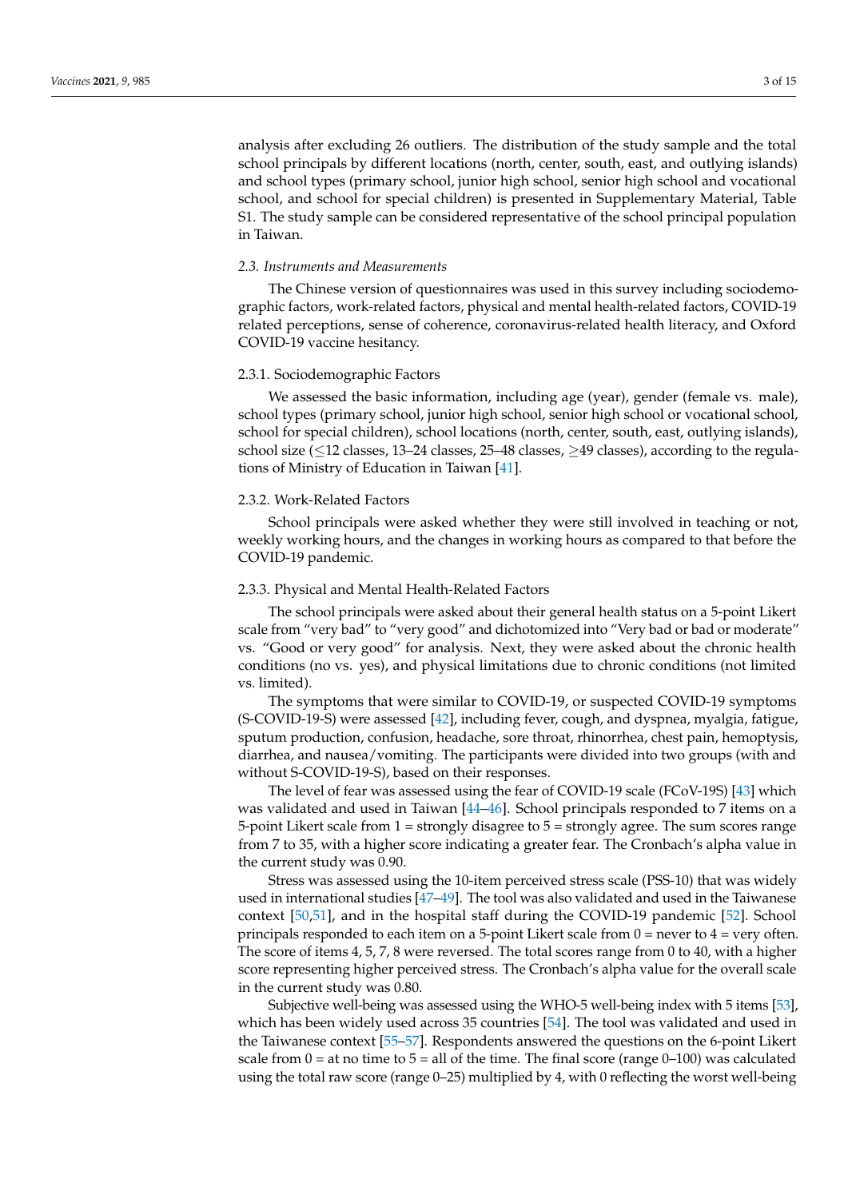analysis after excluding 26 outliers. The distribution of the study sample and the total school principals by different locations (north, center, south, east, and outlying islands) and school types (primary school, junior high school, senior high school and vocational school, and school for special children) is presented in Supplementary Material, Table S1. The study sample can be considered representative of the school principal population in Taiwan.

### *2.3. Instruments and Measurements*

The Chinese version of questionnaires was used in this survey including sociodemographic factors, work-related factors, physical and mental health-related factors, COVID-19 related perceptions, sense of coherence, coronavirus-related health literacy, and Oxford COVID-19 vaccine hesitancy.

#### 2.3.1. Sociodemographic Factors

We assessed the basic information, including age (year), gender (female vs. male), school types (primary school, junior high school, senior high school or vocational school, school for special children), school locations (north, center, south, east, outlying islands), school size (≤12 classes, 13–24 classes, 25–48 classes, ≥49 classes), according to the regulations of Ministry of Education in Taiwan [41].

#### 2.3.2. Work-Related Factors

School principals were asked whether they were still involved in teaching or not, weekly working hours, and the changes in working hours as compared to that before the COVID-19 pandemic.

#### 2.3.3. Physical and Mental Health-Related Factors

The school principals were asked about their general health status on a 5-point Likert scale from "very bad" to "very good" and dichotomized into "Very bad or bad or moderate" vs. "Good or very good" for analysis. Next, they were asked about the chronic health conditions (no vs. yes), and physical limitations due to chronic conditions (not limited vs. limited).

The symptoms that were similar to COVID-19, or suspected COVID-19 symptoms (S-COVID-19-S) were assessed [42], including fever, cough, and dyspnea, myalgia, fatigue, sputum production, confusion, headache, sore throat, rhinorrhea, chest pain, hemoptysis, diarrhea, and nausea/vomiting. The participants were divided into two groups (with and without S-COVID-19-S), based on their responses.

The level of fear was assessed using the fear of COVID-19 scale (FCoV-19S) [43] which was validated and used in Taiwan [44–46]. School principals responded to 7 items on a 5-point Likert scale from 1 = strongly disagree to 5 = strongly agree. The sum scores range from 7 to 35, with a higher score indicating a greater fear. The Cronbach's alpha value in the current study was 0.90.

Stress was assessed using the 10-item perceived stress scale (PSS-10) that was widely used in international studies [47–49]. The tool was also validated and used in the Taiwanese context [50,51], and in the hospital staff during the COVID-19 pandemic [52]. School principals responded to each item on a 5-point Likert scale from 0 = never to 4 = very often. The score of items 4, 5, 7, 8 were reversed. The total scores range from 0 to 40, with a higher score representing higher perceived stress. The Cronbach's alpha value for the overall scale in the current study was 0.80.

Subjective well-being was assessed using the WHO-5 well-being index with 5 items [53], which has been widely used across 35 countries [54]. The tool was validated and used in the Taiwanese context [55–57]. Respondents answered the questions on the 6-point Likert scale from 0 = at no time to 5 = all of the time. The final score (range 0–100) was calculated using the total raw score (range 0–25) multiplied by 4, with 0 reflecting the worst well-being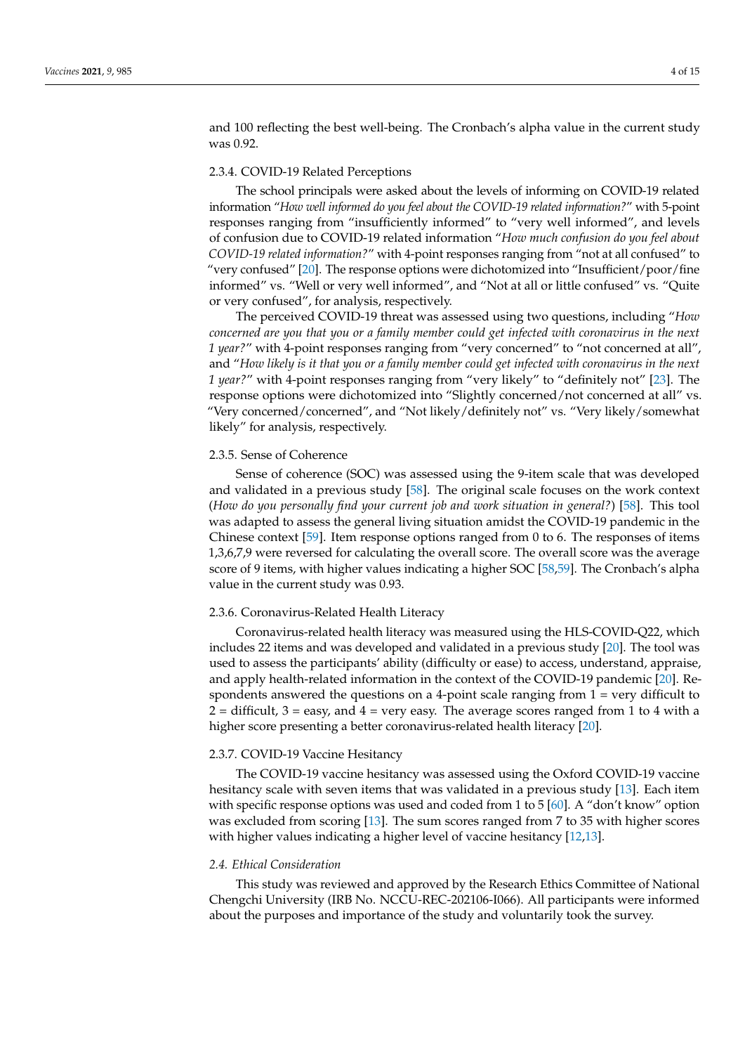and 100 reflecting the best well-being. The Cronbach's alpha value in the current study was 0.92.

#### 2.3.4. COVID-19 Related Perceptions

The school principals were asked about the levels of informing on COVID-19 related information "*How well informed do you feel about the COVID-19 related information?*" with 5-point responses ranging from "insufficiently informed" to "very well informed", and levels of confusion due to COVID-19 related information "*How much confusion do you feel about COVID-19 related information?*" with 4-point responses ranging from "not at all confused" to "very confused" [20]. The response options were dichotomized into "Insufficient/poor/fine informed" vs. "Well or very well informed", and "Not at all or little confused" vs. "Quite or very confused", for analysis, respectively.

The perceived COVID-19 threat was assessed using two questions, including "*How concerned are you that you or a family member could get infected with coronavirus in the next 1 year?*" with 4-point responses ranging from "very concerned" to "not concerned at all", and "*How likely is it that you or a family member could get infected with coronavirus in the next 1 year?*" with 4-point responses ranging from "very likely" to "definitely not" [23]. The response options were dichotomized into "Slightly concerned/not concerned at all" vs. "Very concerned/concerned", and "Not likely/definitely not" vs. "Very likely/somewhat likely" for analysis, respectively.

#### 2.3.5. Sense of Coherence

Sense of coherence (SOC) was assessed using the 9-item scale that was developed and validated in a previous study [58]. The original scale focuses on the work context (*How do you personally find your current job and work situation in general?*) [58]. This tool was adapted to assess the general living situation amidst the COVID-19 pandemic in the Chinese context [59]. Item response options ranged from 0 to 6. The responses of items 1,3,6,7,9 were reversed for calculating the overall score. The overall score was the average score of 9 items, with higher values indicating a higher SOC [58,59]. The Cronbach's alpha value in the current study was 0.93.

#### 2.3.6. Coronavirus-Related Health Literacy

Coronavirus-related health literacy was measured using the HLS-COVID-Q22, which includes 22 items and was developed and validated in a previous study [20]. The tool was used to assess the participants' ability (difficulty or ease) to access, understand, appraise, and apply health-related information in the context of the COVID-19 pandemic [20]. Respondents answered the questions on a 4-point scale ranging from 1 = very difficult to 2 = difficult, 3 = easy, and 4 = very easy. The average scores ranged from 1 to 4 with a higher score presenting a better coronavirus-related health literacy [20].

#### 2.3.7. COVID-19 Vaccine Hesitancy

The COVID-19 vaccine hesitancy was assessed using the Oxford COVID-19 vaccine hesitancy scale with seven items that was validated in a previous study [13]. Each item with specific response options was used and coded from 1 to 5 [60]. A "don't know" option was excluded from scoring [13]. The sum scores ranged from 7 to 35 with higher scores with higher values indicating a higher level of vaccine hesitancy [12,13].

### *2.4. Ethical Consideration*

This study was reviewed and approved by the Research Ethics Committee of National Chengchi University (IRB No. NCCU-REC-202106-I066). All participants were informed about the purposes and importance of the study and voluntarily took the survey.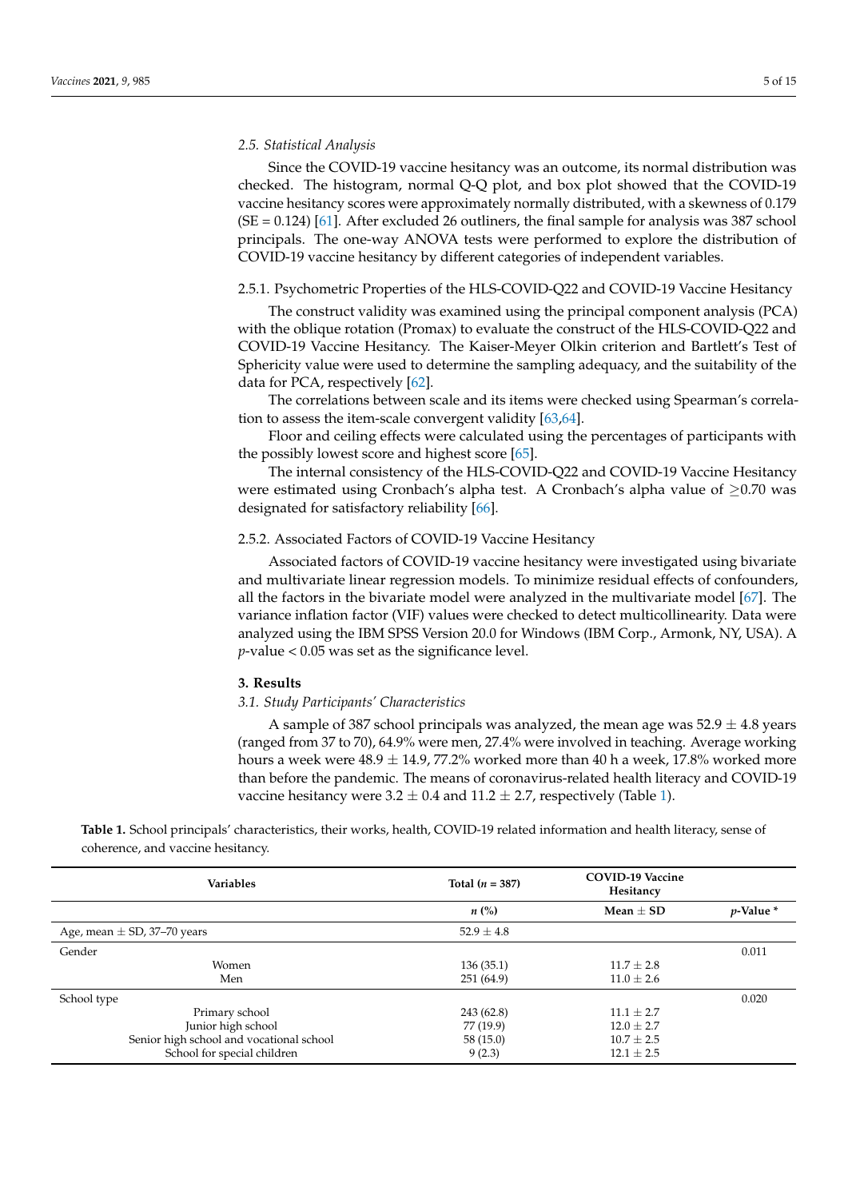### 2.5. Statistical Analysis

Since the COVID-19 vaccine hesitancy was an outcome, its normal distribution was checked. The histogram, normal Q-Q plot, and box plot showed that the COVID-19 vaccine hesitancy scores were approximately normally distributed, with a skewness of 0.179 (SE = 0.124) [61]. After excluded 26 outliners, the final sample for analysis was 387 school principals. The one-way ANOVA tests were performed to explore the distribution of COVID-19 vaccine hesitancy by different categories of independent variables.

#### 2.5.1. Psychometric Properties of the HLS-COVID-Q22 and COVID-19 Vaccine Hesitancy

The construct validity was examined using the principal component analysis (PCA) with the oblique rotation (Promax) to evaluate the construct of the HLS-COVID-Q22 and COVID-19 Vaccine Hesitancy. The Kaiser-Meyer Olkin criterion and Bartlett's Test of Sphericity value were used to determine the sampling adequacy, and the suitability of the data for PCA, respectively [62].

The correlations between scale and its items were checked using Spearman's correlation to assess the item-scale convergent validity [63,64].

Floor and ceiling effects were calculated using the percentages of participants with the possibly lowest score and highest score [65].

The internal consistency of the HLS-COVID-Q22 and COVID-19 Vaccine Hesitancy were estimated using Cronbach's alpha test. A Cronbach's alpha value of $\geq$0.70 was designated for satisfactory reliability [66].

#### 2.5.2. Associated Factors of COVID-19 Vaccine Hesitancy

Associated factors of COVID-19 vaccine hesitancy were investigated using bivariate and multivariate linear regression models. To minimize residual effects of confounders, all the factors in the bivariate model were analyzed in the multivariate model [67]. The variance inflation factor (VIF) values were checked to detect multicollinearity. Data were analyzed using the IBM SPSS Version 20.0 for Windows (IBM Corp., Armonk, NY, USA). A *p*-value < 0.05 was set as the significance level.

## 3. Results

### 3.1. Study Participants' Characteristics

A sample of 387 school principals was analyzed, the mean age was 52.9 $\pm$ 4.8 years (ranged from 37 to 70), 64.9% were men, 27.4% were involved in teaching. Average working hours a week were 48.9 $\pm$ 14.9, 77.2% worked more than 40 h a week, 17.8% worked more than before the pandemic. The means of coronavirus-related health literacy and COVID-19 vaccine hesitancy were 3.2 $\pm$ 0.4 and 11.2 $\pm$ 2.7, respectively (Table 1).

**Table 1.** School principals' characteristics, their works, health, COVID-19 related information and health literacy, sense of coherence, and vaccine hesitancy.

| Variables | Total (*n* = 387) | COVID-19 Vaccine Hesitancy | |
|---|---|---|---|
| | *n* (%) | Mean $\pm$ SD | *p*-Value * |
| Age, mean $\pm$ SD, 37–70 years | 52.9 $\pm$ 4.8 | | |
| Gender | | | 0.011 |
| Women | 136 (35.1) | 11.7 $\pm$ 2.8 | |
| Men | 251 (64.9) | 11.0 $\pm$ 2.6 | |
| School type | | | 0.020 |
| Primary school | 243 (62.8) | 11.1 $\pm$ 2.7 | |
| Junior high school | 77 (19.9) | 12.0 $\pm$ 2.7 | |
| Senior high school and vocational school | 58 (15.0) | 10.7 $\pm$ 2.5 | |
| School for special children | 9 (2.3) | 12.1 $\pm$ 2.5 | |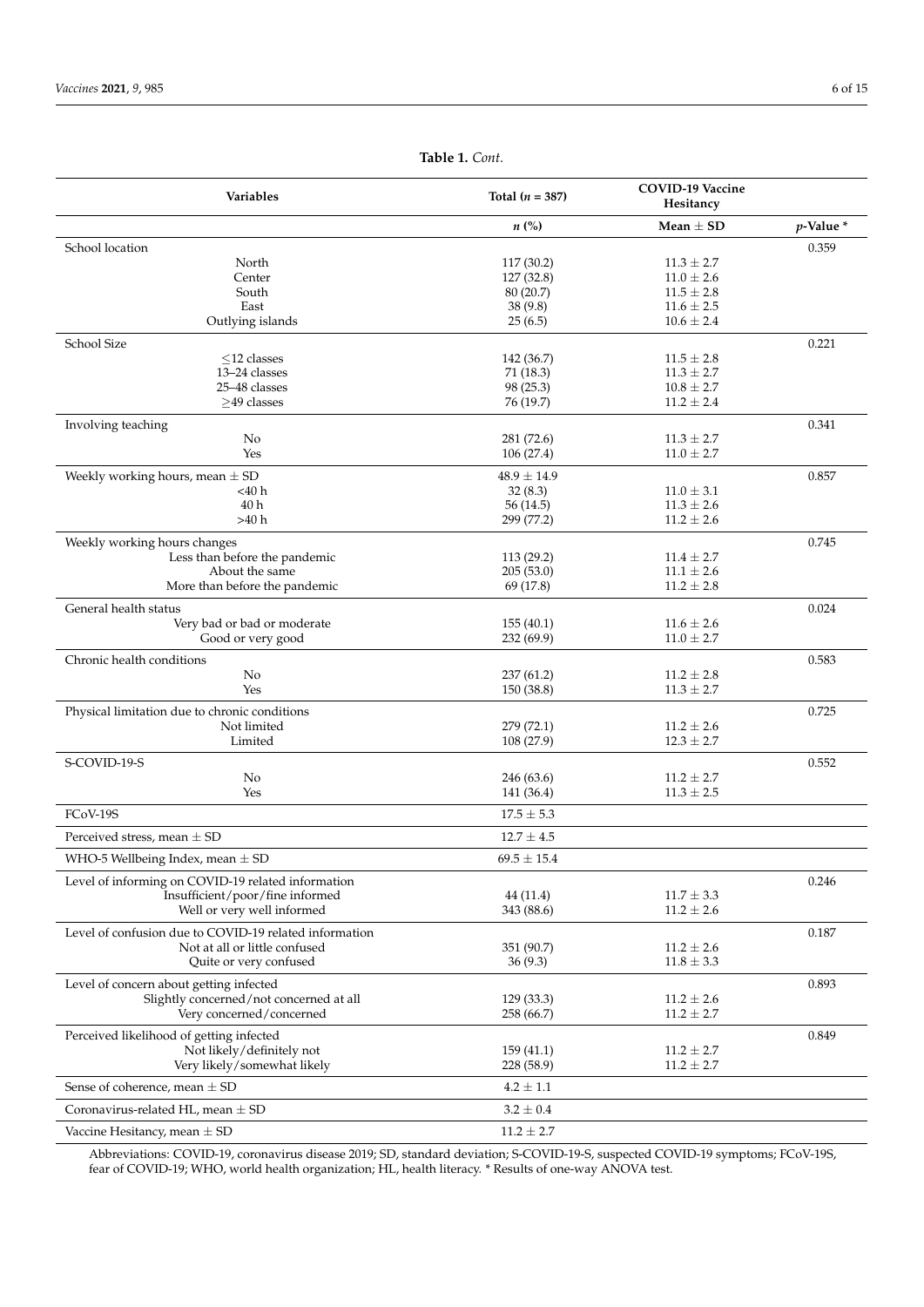**Table 1.** *Cont.*

| Variables | Total ($n$ = 387) | COVID-19 Vaccine Hesitancy | |
|---|---|---|---|
| | $n$ (%) | Mean ± SD | $p$-Value * |
| School location | | | 0.359 |
| North | 117 (30.2) | 11.3 ± 2.7 | |
| Center | 127 (32.8) | 11.0 ± 2.6 | |
| South | 80 (20.7) | 11.5 ± 2.8 | |
| East | 38 (9.8) | 11.6 ± 2.5 | |
| Outlying islands | 25 (6.5) | 10.6 ± 2.4 | |
| School Size | | | 0.221 |
| ≤12 classes | 142 (36.7) | 11.5 ± 2.8 | |
| 13–24 classes | 71 (18.3) | 11.3 ± 2.7 | |
| 25–48 classes | 98 (25.3) | 10.8 ± 2.7 | |
| ≥49 classes | 76 (19.7) | 11.2 ± 2.4 | |
| Involving teaching | | | 0.341 |
| No | 281 (72.6) | 11.3 ± 2.7 | |
| Yes | 106 (27.4) | 11.0 ± 2.7 | |
| Weekly working hours, mean ± SD | 48.9 ± 14.9 | | 0.857 |
| <40 h | 32 (8.3) | 11.0 ± 3.1 | |
| 40 h | 56 (14.5) | 11.3 ± 2.6 | |
| >40 h | 299 (77.2) | 11.2 ± 2.6 | |
| Weekly working hours changes | | | 0.745 |
| Less than before the pandemic | 113 (29.2) | 11.4 ± 2.7 | |
| About the same | 205 (53.0) | 11.1 ± 2.6 | |
| More than before the pandemic | 69 (17.8) | 11.2 ± 2.8 | |
| General health status | | | 0.024 |
| Very bad or bad or moderate | 155 (40.1) | 11.6 ± 2.6 | |
| Good or very good | 232 (69.9) | 11.0 ± 2.7 | |
| Chronic health conditions | | | 0.583 |
| No | 237 (61.2) | 11.2 ± 2.8 | |
| Yes | 150 (38.8) | 11.3 ± 2.7 | |
| Physical limitation due to chronic conditions | | | 0.725 |
| Not limited | 279 (72.1) | 11.2 ± 2.6 | |
| Limited | 108 (27.9) | 12.3 ± 2.7 | |
| S-COVID-19-S | | | 0.552 |
| No | 246 (63.6) | 11.2 ± 2.7 | |
| Yes | 141 (36.4) | 11.3 ± 2.5 | |
| FCoV-19S | 17.5 ± 5.3 | | |
| Perceived stress, mean ± SD | 12.7 ± 4.5 | | |
| WHO-5 Wellbeing Index, mean ± SD | 69.5 ± 15.4 | | |
| Level of informing on COVID-19 related information | | | 0.246 |
| Insufficient/poor/fine informed | 44 (11.4) | 11.7 ± 3.3 | |
| Well or very well informed | 343 (88.6) | 11.2 ± 2.6 | |
| Level of confusion due to COVID-19 related information | | | 0.187 |
| Not at all or little confused | 351 (90.7) | 11.2 ± 2.6 | |
| Quite or very confused | 36 (9.3) | 11.8 ± 3.3 | |
| Level of concern about getting infected | | | 0.893 |
| Slightly concerned/not concerned at all | 129 (33.3) | 11.2 ± 2.6 | |
| Very concerned/concerned | 258 (66.7) | 11.2 ± 2.7 | |
| Perceived likelihood of getting infected | | | 0.849 |
| Not likely/definitely not | 159 (41.1) | 11.2 ± 2.7 | |
| Very likely/somewhat likely | 228 (58.9) | 11.2 ± 2.7 | |
| Sense of coherence, mean ± SD | 4.2 ± 1.1 | | |
| Coronavirus-related HL, mean ± SD | 3.2 ± 0.4 | | |
| Vaccine Hesitancy, mean ± SD | 11.2 ± 2.7 | | |

Abbreviations: COVID-19, coronavirus disease 2019; SD, standard deviation; S-COVID-19-S, suspected COVID-19 symptoms; FCoV-19S, fear of COVID-19; WHO, world health organization; HL, health literacy. * Results of one-way ANOVA test.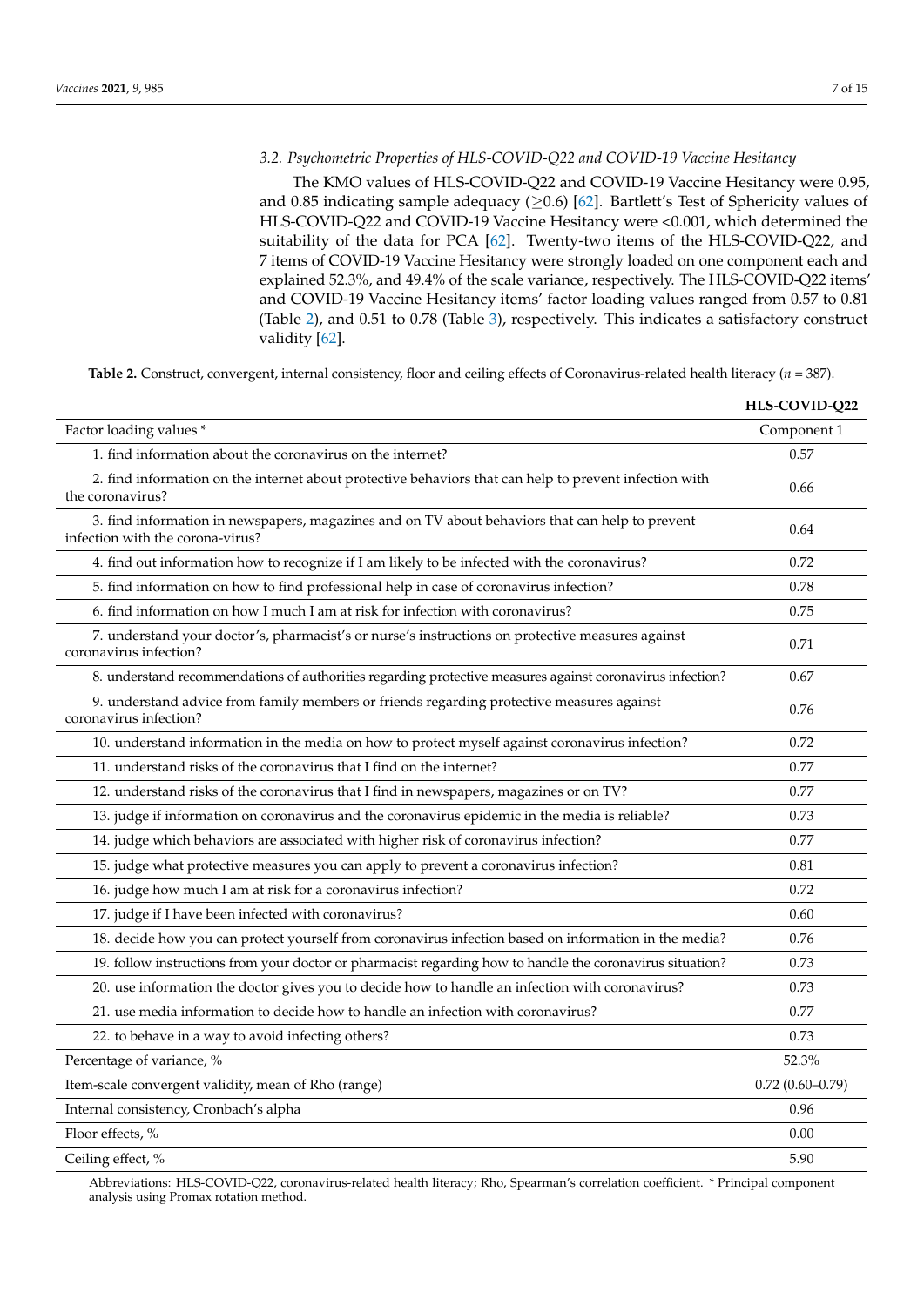### 3.2. Psychometric Properties of HLS-COVID-Q22 and COVID-19 Vaccine Hesitancy

The KMO values of HLS-COVID-Q22 and COVID-19 Vaccine Hesitancy were 0.95, and 0.85 indicating sample adequacy (≥0.6) [62]. Bartlett's Test of Sphericity values of HLS-COVID-Q22 and COVID-19 Vaccine Hesitancy were <0.001, which determined the suitability of the data for PCA [62]. Twenty-two items of the HLS-COVID-Q22, and 7 items of COVID-19 Vaccine Hesitancy were strongly loaded on one component each and explained 52.3%, and 49.4% of the scale variance, respectively. The HLS-COVID-Q22 items' and COVID-19 Vaccine Hesitancy items' factor loading values ranged from 0.57 to 0.81 (Table 2), and 0.51 to 0.78 (Table 3), respectively. This indicates a satisfactory construct validity [62].

**Table 2.** Construct, convergent, internal consistency, floor and ceiling effects of Coronavirus-related health literacy ($n$ = 387).

| | HLS-COVID-Q22 |
|---|---|
| Factor loading values * | Component 1 |
| 1. find information about the coronavirus on the internet? | 0.57 |
| 2. find information on the internet about protective behaviors that can help to prevent infection with the coronavirus? | 0.66 |
| 3. find information in newspapers, magazines and on TV about behaviors that can help to prevent infection with the corona-virus? | 0.64 |
| 4. find out information how to recognize if I am likely to be infected with the coronavirus? | 0.72 |
| 5. find information on how to find professional help in case of coronavirus infection? | 0.78 |
| 6. find information on how I much I am at risk for infection with coronavirus? | 0.75 |
| 7. understand your doctor's, pharmacist's or nurse's instructions on protective measures against coronavirus infection? | 0.71 |
| 8. understand recommendations of authorities regarding protective measures against coronavirus infection? | 0.67 |
| 9. understand advice from family members or friends regarding protective measures against coronavirus infection? | 0.76 |
| 10. understand information in the media on how to protect myself against coronavirus infection? | 0.72 |
| 11. understand risks of the coronavirus that I find on the internet? | 0.77 |
| 12. understand risks of the coronavirus that I find in newspapers, magazines or on TV? | 0.77 |
| 13. judge if information on coronavirus and the coronavirus epidemic in the media is reliable? | 0.73 |
| 14. judge which behaviors are associated with higher risk of coronavirus infection? | 0.77 |
| 15. judge what protective measures you can apply to prevent a coronavirus infection? | 0.81 |
| 16. judge how much I am at risk for a coronavirus infection? | 0.72 |
| 17. judge if I have been infected with coronavirus? | 0.60 |
| 18. decide how you can protect yourself from coronavirus infection based on information in the media? | 0.76 |
| 19. follow instructions from your doctor or pharmacist regarding how to handle the coronavirus situation? | 0.73 |
| 20. use information the doctor gives you to decide how to handle an infection with coronavirus? | 0.73 |
| 21. use media information to decide how to handle an infection with coronavirus? | 0.77 |
| 22. to behave in a way to avoid infecting others? | 0.73 |
| Percentage of variance, % | 52.3% |
| Item-scale convergent validity, mean of Rho (range) | 0.72 (0.60–0.79) |
| Internal consistency, Cronbach's alpha | 0.96 |
| Floor effects, % | 0.00 |
| Ceiling effect, % | 5.90 |

Abbreviations: HLS-COVID-Q22, coronavirus-related health literacy; Rho, Spearman's correlation coefficient. * Principal component analysis using Promax rotation method.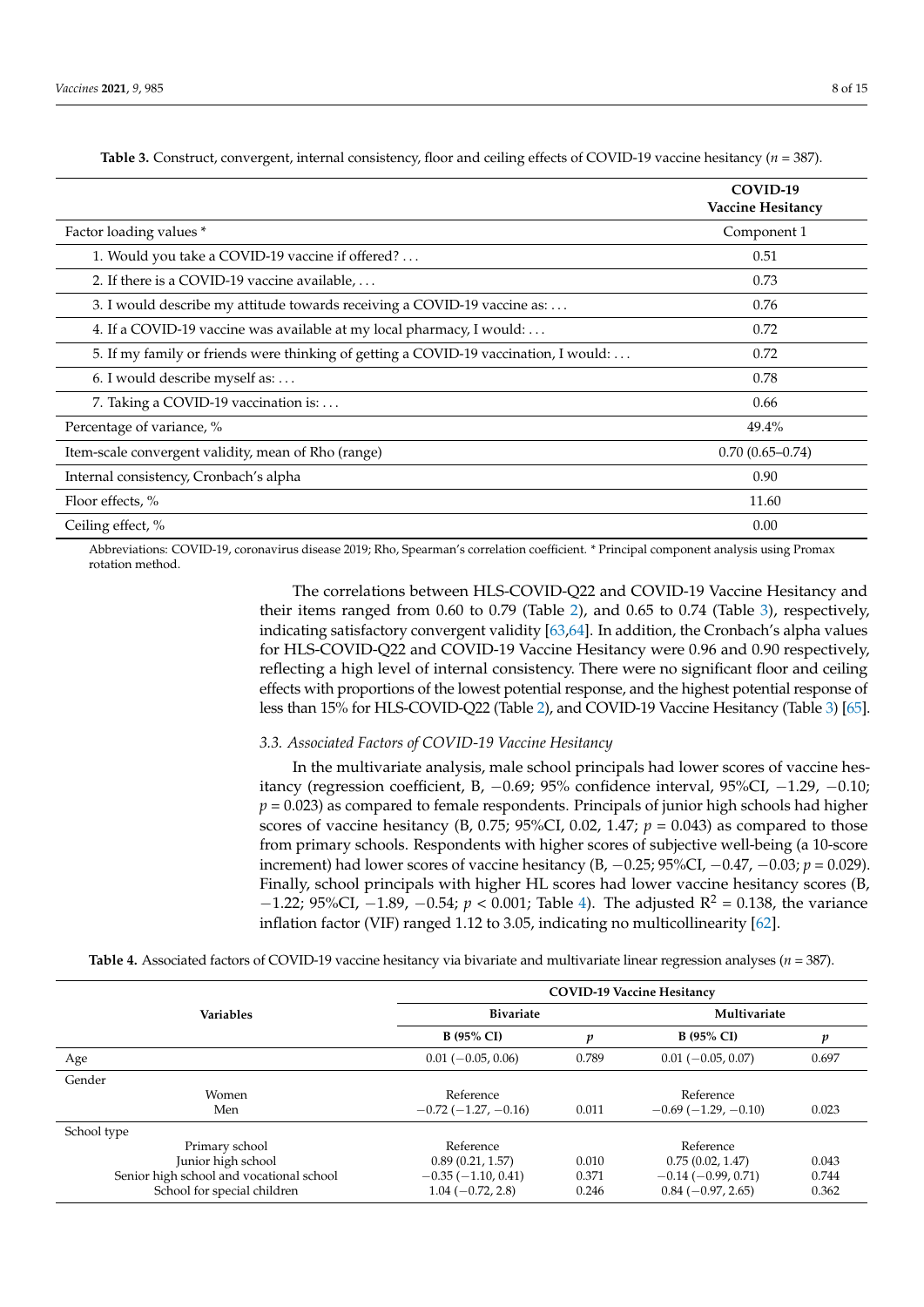**Table 3.** Construct, convergent, internal consistency, floor and ceiling effects of COVID-19 vaccine hesitancy (*n* = 387).

| | COVID-19 Vaccine Hesitancy |
|---|---|
| Factor loading values * | Component 1 |
| 1. Would you take a COVID-19 vaccine if offered? … | 0.51 |
| 2. If there is a COVID-19 vaccine available, … | 0.73 |
| 3. I would describe my attitude towards receiving a COVID-19 vaccine as: … | 0.76 |
| 4. If a COVID-19 vaccine was available at my local pharmacy, I would: … | 0.72 |
| 5. If my family or friends were thinking of getting a COVID-19 vaccination, I would: … | 0.72 |
| 6. I would describe myself as: … | 0.78 |
| 7. Taking a COVID-19 vaccination is: … | 0.66 |
| Percentage of variance, % | 49.4% |
| Item-scale convergent validity, mean of Rho (range) | 0.70 (0.65–0.74) |
| Internal consistency, Cronbach's alpha | 0.90 |
| Floor effects, % | 11.60 |
| Ceiling effect, % | 0.00 |

Abbreviations: COVID-19, coronavirus disease 2019; Rho, Spearman's correlation coefficient. * Principal component analysis using Promax rotation method.

The correlations between HLS-COVID-Q22 and COVID-19 Vaccine Hesitancy and their items ranged from 0.60 to 0.79 (Table 2), and 0.65 to 0.74 (Table 3), respectively, indicating satisfactory convergent validity [63,64]. In addition, the Cronbach's alpha values for HLS-COVID-Q22 and COVID-19 Vaccine Hesitancy were 0.96 and 0.90 respectively, reflecting a high level of internal consistency. There were no significant floor and ceiling effects with proportions of the lowest potential response, and the highest potential response of less than 15% for HLS-COVID-Q22 (Table 2), and COVID-19 Vaccine Hesitancy (Table 3) [65].

### 3.3. Associated Factors of COVID-19 Vaccine Hesitancy

In the multivariate analysis, male school principals had lower scores of vaccine hesitancy (regression coefficient, B, −0.69; 95% confidence interval, 95%CI, −1.29, −0.10; $p = 0.023$) as compared to female respondents. Principals of junior high schools had higher scores of vaccine hesitancy (B, 0.75; 95%CI, 0.02, 1.47; $p = 0.043$) as compared to those from primary schools. Respondents with higher scores of subjective well-being (a 10-score increment) had lower scores of vaccine hesitancy (B, −0.25; 95%CI, −0.47, −0.03; $p = 0.029$). Finally, school principals with higher HL scores had lower vaccine hesitancy scores (B, −1.22; 95%CI, −1.89, −0.54; $p < 0.001$; Table 4). The adjusted $R^2 = 0.138$, the variance inflation factor (VIF) ranged 1.12 to 3.05, indicating no multicollinearity [62].

**Table 4.** Associated factors of COVID-19 vaccine hesitancy via bivariate and multivariate linear regression analyses (*n* = 387).

| Variables | COVID-19 Vaccine Hesitancy | | | |
|---|---|---|---|---|
| | Bivariate | | Multivariate | |
| | B (95% CI) | *p* | B (95% CI) | *p* |
| Age | 0.01 (−0.05, 0.06) | 0.789 | 0.01 (−0.05, 0.07) | 0.697 |
| Gender | | | | |
| Women | Reference | | Reference | |
| Men | −0.72 (−1.27, −0.16) | 0.011 | −0.69 (−1.29, −0.10) | 0.023 |
| School type | | | | |
| Primary school | Reference | | Reference | |
| Junior high school | 0.89 (0.21, 1.57) | 0.010 | 0.75 (0.02, 1.47) | 0.043 |
| Senior high school and vocational school | −0.35 (−1.10, 0.41) | 0.371 | −0.14 (−0.99, 0.71) | 0.744 |
| School for special children | 1.04 (−0.72, 2.8) | 0.246 | 0.84 (−0.97, 2.65) | 0.362 |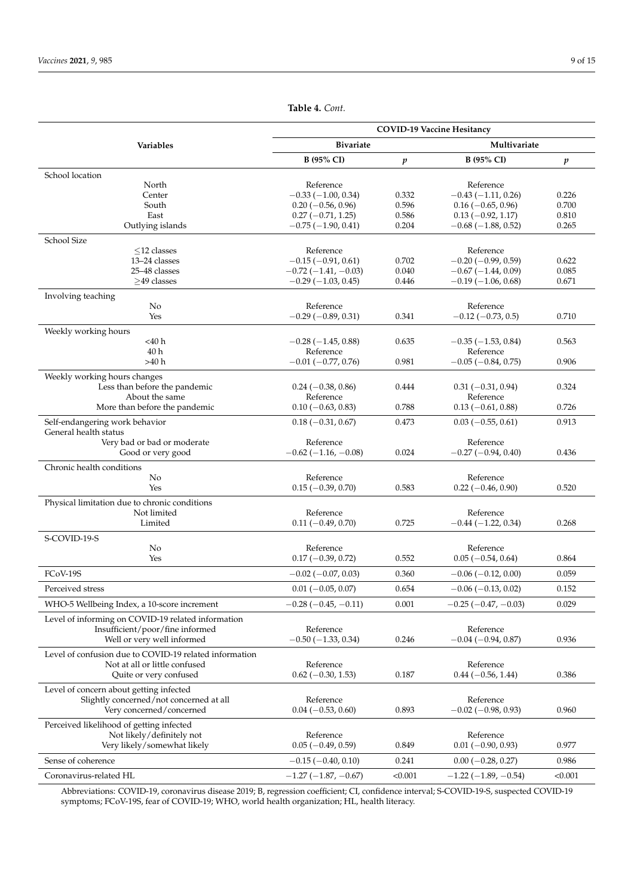**Table 4.** *Cont.*

| Variables | COVID-19 Vaccine Hesitancy | | | |
|---|---|---|---|---|
| | Bivariate | | Multivariate | |
| | B (95% CI) | $p$ | B (95% CI) | $p$ |
| School location | | | | |
| North | Reference | | Reference | |
| Center | −0.33 (−1.00, 0.34) | 0.332 | −0.43 (−1.11, 0.26) | 0.226 |
| South | 0.20 (−0.56, 0.96) | 0.596 | 0.16 (−0.65, 0.96) | 0.700 |
| East | 0.27 (−0.71, 1.25) | 0.586 | 0.13 (−0.92, 1.17) | 0.810 |
| Outlying islands | −0.75 (−1.90, 0.41) | 0.204 | −0.68 (−1.88, 0.52) | 0.265 |
| School Size | | | | |
| ≤12 classes | Reference | | Reference | |
| 13–24 classes | −0.15 (−0.91, 0.61) | 0.702 | −0.20 (−0.99, 0.59) | 0.622 |
| 25–48 classes | −0.72 (−1.41, −0.03) | 0.040 | −0.67 (−1.44, 0.09) | 0.085 |
| ≥49 classes | −0.29 (−1.03, 0.45) | 0.446 | −0.19 (−1.06, 0.68) | 0.671 |
| Involving teaching | | | | |
| No | Reference | | Reference | |
| Yes | −0.29 (−0.89, 0.31) | 0.341 | −0.12 (−0.73, 0.5) | 0.710 |
| Weekly working hours | | | | |
| <40 h | −0.28 (−1.45, 0.88) | 0.635 | −0.35 (−1.53, 0.84) | 0.563 |
| 40 h | Reference | | Reference | |
| >40 h | −0.01 (−0.77, 0.76) | 0.981 | −0.05 (−0.84, 0.75) | 0.906 |
| Weekly working hours changes | | | | |
| Less than before the pandemic | 0.24 (−0.38, 0.86) | 0.444 | 0.31 (−0.31, 0.94) | 0.324 |
| About the same | Reference | | Reference | |
| More than before the pandemic | 0.10 (−0.63, 0.83) | 0.788 | 0.13 (−0.61, 0.88) | 0.726 |
| Self-endangering work behavior | 0.18 (−0.31, 0.67) | 0.473 | 0.03 (−0.55, 0.61) | 0.913 |
| General health status | | | | |
| Very bad or bad or moderate | Reference | | Reference | |
| Good or very good | −0.62 (−1.16, −0.08) | 0.024 | −0.27 (−0.94, 0.40) | 0.436 |
| Chronic health conditions | | | | |
| No | Reference | | Reference | |
| Yes | 0.15 (−0.39, 0.70) | 0.583 | 0.22 (−0.46, 0.90) | 0.520 |
| Physical limitation due to chronic conditions | | | | |
| Not limited | Reference | | Reference | |
| Limited | 0.11 (−0.49, 0.70) | 0.725 | −0.44 (−1.22, 0.34) | 0.268 |
| S-COVID-19-S | | | | |
| No | Reference | | Reference | |
| Yes | 0.17 (−0.39, 0.72) | 0.552 | 0.05 (−0.54, 0.64) | 0.864 |
| FCoV-19S | −0.02 (−0.07, 0.03) | 0.360 | −0.06 (−0.12, 0.00) | 0.059 |
| Perceived stress | 0.01 (−0.05, 0.07) | 0.654 | −0.06 (−0.13, 0.02) | 0.152 |
| WHO-5 Wellbeing Index, a 10-score increment | −0.28 (−0.45, −0.11) | 0.001 | −0.25 (−0.47, −0.03) | 0.029 |
| Level of informing on COVID-19 related information | | | | |
| Insufficient/poor/fine informed | Reference | | Reference | |
| Well or very well informed | −0.50 (−1.33, 0.34) | 0.246 | −0.04 (−0.94, 0.87) | 0.936 |
| Level of confusion due to COVID-19 related information | | | | |
| Not at all or little confused | Reference | | Reference | |
| Quite or very confused | 0.62 (−0.30, 1.53) | 0.187 | 0.44 (−0.56, 1.44) | 0.386 |
| Level of concern about getting infected | | | | |
| Slightly concerned/not concerned at all | Reference | | Reference | |
| Very concerned/concerned | 0.04 (−0.53, 0.60) | 0.893 | −0.02 (−0.98, 0.93) | 0.960 |
| Perceived likelihood of getting infected | | | | |
| Not likely/definitely not | Reference | | Reference | |
| Very likely/somewhat likely | 0.05 (−0.49, 0.59) | 0.849 | 0.01 (−0.90, 0.93) | 0.977 |
| Sense of coherence | −0.15 (−0.40, 0.10) | 0.241 | 0.00 (−0.28, 0.27) | 0.986 |
| Coronavirus-related HL | −1.27 (−1.87, −0.67) | <0.001 | −1.22 (−1.89, −0.54) | <0.001 |

Abbreviations: COVID-19, coronavirus disease 2019; B, regression coefficient; CI, confidence interval; S-COVID-19-S, suspected COVID-19 symptoms; FCoV-19S, fear of COVID-19; WHO, world health organization; HL, health literacy.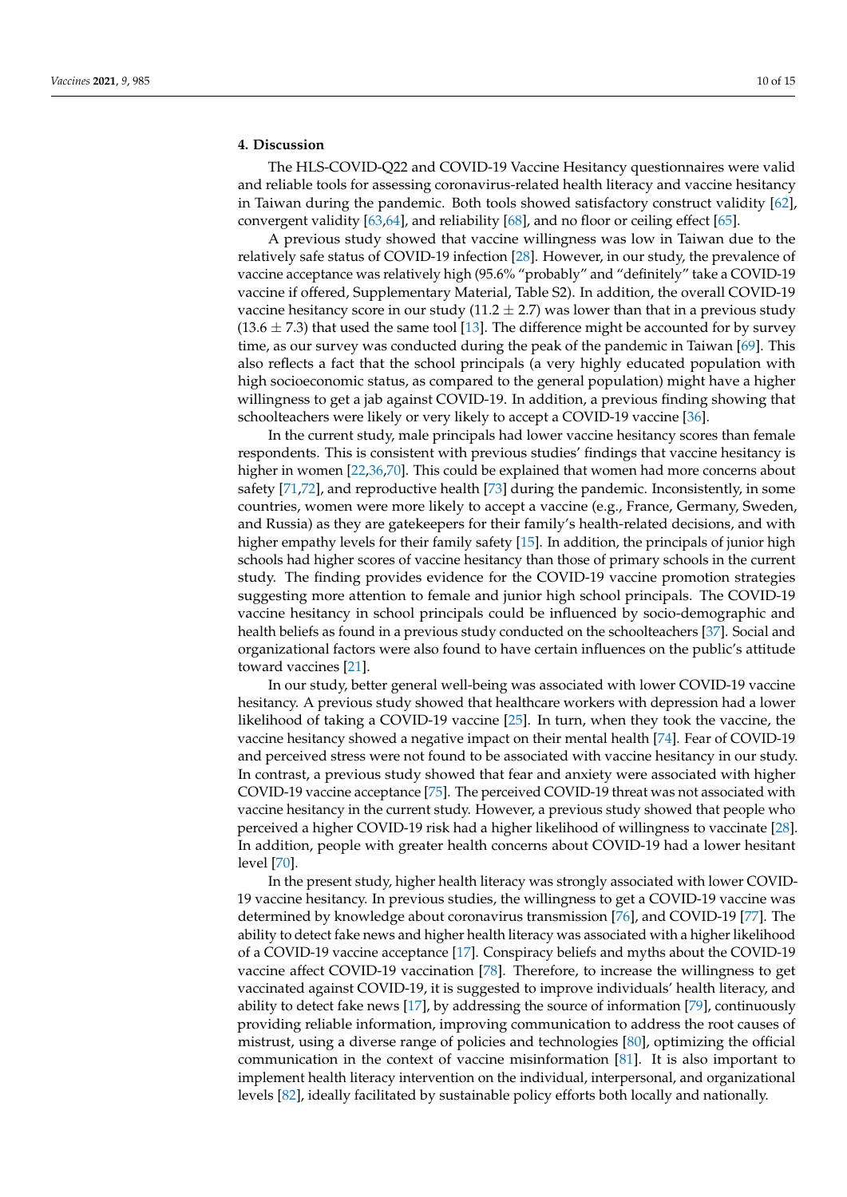## 4. Discussion

The HLS-COVID-Q22 and COVID-19 Vaccine Hesitancy questionnaires were valid and reliable tools for assessing coronavirus-related health literacy and vaccine hesitancy in Taiwan during the pandemic. Both tools showed satisfactory construct validity [62], convergent validity [63,64], and reliability [68], and no floor or ceiling effect [65].

A previous study showed that vaccine willingness was low in Taiwan due to the relatively safe status of COVID-19 infection [28]. However, in our study, the prevalence of vaccine acceptance was relatively high (95.6% "probably" and "definitely" take a COVID-19 vaccine if offered, Supplementary Material, Table S2). In addition, the overall COVID-19 vaccine hesitancy score in our study ($11.2 \pm 2.7$) was lower than that in a previous study ($13.6 \pm 7.3$) that used the same tool [13]. The difference might be accounted for by survey time, as our survey was conducted during the peak of the pandemic in Taiwan [69]. This also reflects a fact that the school principals (a very highly educated population with high socioeconomic status, as compared to the general population) might have a higher willingness to get a jab against COVID-19. In addition, a previous finding showing that schoolteachers were likely or very likely to accept a COVID-19 vaccine [36].

In the current study, male principals had lower vaccine hesitancy scores than female respondents. This is consistent with previous studies' findings that vaccine hesitancy is higher in women [22,36,70]. This could be explained that women had more concerns about safety [71,72], and reproductive health [73] during the pandemic. Inconsistently, in some countries, women were more likely to accept a vaccine (e.g., France, Germany, Sweden, and Russia) as they are gatekeepers for their family's health-related decisions, and with higher empathy levels for their family safety [15]. In addition, the principals of junior high schools had higher scores of vaccine hesitancy than those of primary schools in the current study. The finding provides evidence for the COVID-19 vaccine promotion strategies suggesting more attention to female and junior high school principals. The COVID-19 vaccine hesitancy in school principals could be influenced by socio-demographic and health beliefs as found in a previous study conducted on the schoolteachers [37]. Social and organizational factors were also found to have certain influences on the public's attitude toward vaccines [21].

In our study, better general well-being was associated with lower COVID-19 vaccine hesitancy. A previous study showed that healthcare workers with depression had a lower likelihood of taking a COVID-19 vaccine [25]. In turn, when they took the vaccine, the vaccine hesitancy showed a negative impact on their mental health [74]. Fear of COVID-19 and perceived stress were not found to be associated with vaccine hesitancy in our study. In contrast, a previous study showed that fear and anxiety were associated with higher COVID-19 vaccine acceptance [75]. The perceived COVID-19 threat was not associated with vaccine hesitancy in the current study. However, a previous study showed that people who perceived a higher COVID-19 risk had a higher likelihood of willingness to vaccinate [28]. In addition, people with greater health concerns about COVID-19 had a lower hesitant level [70].

In the present study, higher health literacy was strongly associated with lower COVID-19 vaccine hesitancy. In previous studies, the willingness to get a COVID-19 vaccine was determined by knowledge about coronavirus transmission [76], and COVID-19 [77]. The ability to detect fake news and higher health literacy was associated with a higher likelihood of a COVID-19 vaccine acceptance [17]. Conspiracy beliefs and myths about the COVID-19 vaccine affect COVID-19 vaccination [78]. Therefore, to increase the willingness to get vaccinated against COVID-19, it is suggested to improve individuals' health literacy, and ability to detect fake news [17], by addressing the source of information [79], continuously providing reliable information, improving communication to address the root causes of mistrust, using a diverse range of policies and technologies [80], optimizing the official communication in the context of vaccine misinformation [81]. It is also important to implement health literacy intervention on the individual, interpersonal, and organizational levels [82], ideally facilitated by sustainable policy efforts both locally and nationally.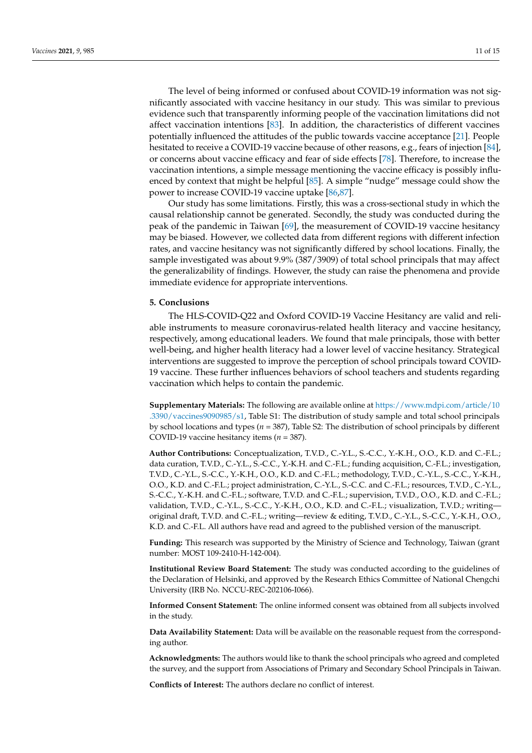The level of being informed or confused about COVID-19 information was not significantly associated with vaccine hesitancy in our study. This was similar to previous evidence such that transparently informing people of the vaccination limitations did not affect vaccination intentions [83]. In addition, the characteristics of different vaccines potentially influenced the attitudes of the public towards vaccine acceptance [21]. People hesitated to receive a COVID-19 vaccine because of other reasons, e.g., fears of injection [84], or concerns about vaccine efficacy and fear of side effects [78]. Therefore, to increase the vaccination intentions, a simple message mentioning the vaccine efficacy is possibly influenced by context that might be helpful [85]. A simple "nudge" message could show the power to increase COVID-19 vaccine uptake [86,87].

Our study has some limitations. Firstly, this was a cross-sectional study in which the causal relationship cannot be generated. Secondly, the study was conducted during the peak of the pandemic in Taiwan [69], the measurement of COVID-19 vaccine hesitancy may be biased. However, we collected data from different regions with different infection rates, and vaccine hesitancy was not significantly differed by school locations. Finally, the sample investigated was about 9.9% (387/3909) of total school principals that may affect the generalizability of findings. However, the study can raise the phenomena and provide immediate evidence for appropriate interventions.

## 5. Conclusions

The HLS-COVID-Q22 and Oxford COVID-19 Vaccine Hesitancy are valid and reliable instruments to measure coronavirus-related health literacy and vaccine hesitancy, respectively, among educational leaders. We found that male principals, those with better well-being, and higher health literacy had a lower level of vaccine hesitancy. Strategical interventions are suggested to improve the perception of school principals toward COVID-19 vaccine. These further influences behaviors of school teachers and students regarding vaccination which helps to contain the pandemic.

**Supplementary Materials:** The following are available online at https://www.mdpi.com/article/10.3390/vaccines9090985/s1, Table S1: The distribution of study sample and total school principals by school locations and types ($n$ = 387), Table S2: The distribution of school principals by different COVID-19 vaccine hesitancy items ($n$ = 387).

**Author Contributions:** Conceptualization, T.V.D., C.-Y.L., S.-C.C., Y.-K.H., O.O., K.D. and C.-F.L.; data curation, T.V.D., C.-Y.L., S.-C.C., Y.-K.H. and C.-F.L.; funding acquisition, C.-F.L.; investigation, T.V.D., C.-Y.L., S.-C.C., Y.-K.H., O.O., K.D. and C.-F.L.; methodology, T.V.D., C.-Y.L., S.-C.C., Y.-K.H., O.O., K.D. and C.-F.L.; project administration, C.-Y.L., S.-C.C. and C.-F.L.; resources, T.V.D., C.-Y.L., S.-C.C., Y.-K.H. and C.-F.L.; software, T.V.D. and C.-F.L.; supervision, T.V.D., O.O., K.D. and C.-F.L.; validation, T.V.D., C.-Y.L., S.-C.C., Y.-K.H., O.O., K.D. and C.-F.L.; visualization, T.V.D.; writing—original draft, T.V.D. and C.-F.L.; writing—review & editing, T.V.D., C.-Y.L., S.-C.C., Y.-K.H., O.O., K.D. and C.-F.L. All authors have read and agreed to the published version of the manuscript.

**Funding:** This research was supported by the Ministry of Science and Technology, Taiwan (grant number: MOST 109-2410-H-142-004).

**Institutional Review Board Statement:** The study was conducted according to the guidelines of the Declaration of Helsinki, and approved by the Research Ethics Committee of National Chengchi University (IRB No. NCCU-REC-202106-I066).

**Informed Consent Statement:** The online informed consent was obtained from all subjects involved in the study.

**Data Availability Statement:** Data will be available on the reasonable request from the corresponding author.

**Acknowledgments:** The authors would like to thank the school principals who agreed and completed the survey, and the support from Associations of Primary and Secondary School Principals in Taiwan.

**Conflicts of Interest:** The authors declare no conflict of interest.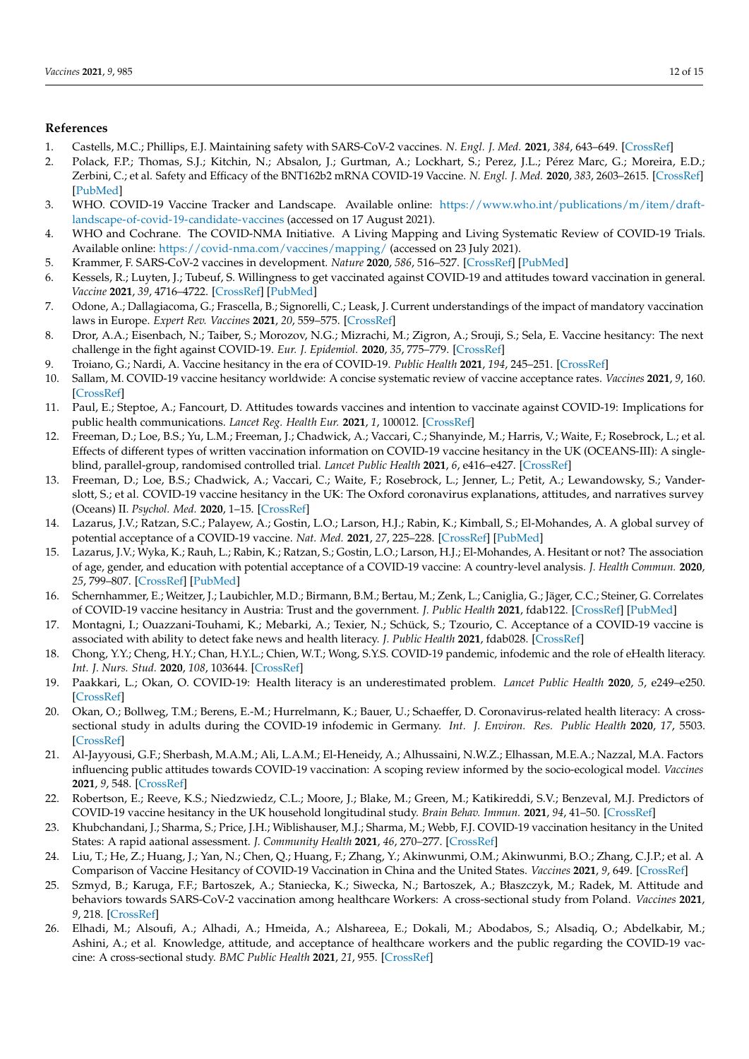## References

1. Castells, M.C.; Phillips, E.J. Maintaining safety with SARS-CoV-2 vaccines. *N. Engl. J. Med.* **2021**, *384*, 643–649. [CrossRef]
2. Polack, F.P.; Thomas, S.J.; Kitchin, N.; Absalon, J.; Gurtman, A.; Lockhart, S.; Perez, J.L.; Pérez Marc, G.; Moreira, E.D.; Zerbini, C.; et al. Safety and Efficacy of the BNT162b2 mRNA COVID-19 Vaccine. *N. Engl. J. Med.* **2020**, *383*, 2603–2615. [CrossRef] [PubMed]
3. WHO. COVID-19 Vaccine Tracker and Landscape. Available online: https://www.who.int/publications/m/item/draft-landscape-of-covid-19-candidate-vaccines (accessed on 17 August 2021).
4. WHO and Cochrane. The COVID-NMA Initiative. A Living Mapping and Living Systematic Review of COVID-19 Trials. Available online: https://covid-nma.com/vaccines/mapping/ (accessed on 23 July 2021).
5. Krammer, F. SARS-CoV-2 vaccines in development. *Nature* **2020**, *586*, 516–527. [CrossRef] [PubMed]
6. Kessels, R.; Luyten, J.; Tubeuf, S. Willingness to get vaccinated against COVID-19 and attitudes toward vaccination in general. *Vaccine* **2021**, *39*, 4716–4722. [CrossRef] [PubMed]
7. Odone, A.; Dallagiacoma, G.; Frascella, B.; Signorelli, C.; Leask, J. Current understandings of the impact of mandatory vaccination laws in Europe. *Expert Rev. Vaccines* **2021**, *20*, 559–575. [CrossRef]
8. Dror, A.A.; Eisenbach, N.; Taiber, S.; Morozov, N.G.; Mizrachi, M.; Zigron, A.; Srouji, S.; Sela, E. Vaccine hesitancy: The next challenge in the fight against COVID-19. *Eur. J. Epidemiol.* **2020**, *35*, 775–779. [CrossRef]
9. Troiano, G.; Nardi, A. Vaccine hesitancy in the era of COVID-19. *Public Health* **2021**, *194*, 245–251. [CrossRef]
10. Sallam, M. COVID-19 vaccine hesitancy worldwide: A concise systematic review of vaccine acceptance rates. *Vaccines* **2021**, *9*, 160. [CrossRef]
11. Paul, E.; Steptoe, A.; Fancourt, D. Attitudes towards vaccines and intention to vaccinate against COVID-19: Implications for public health communications. *Lancet Reg. Health Eur.* **2021**, *1*, 100012. [CrossRef]
12. Freeman, D.; Loe, B.S.; Yu, L.M.; Freeman, J.; Chadwick, A.; Vaccari, C.; Shanyinde, M.; Harris, V.; Waite, F.; Rosebrock, L.; et al. Effects of different types of written vaccination information on COVID-19 vaccine hesitancy in the UK (OCEANS-III): A single-blind, parallel-group, randomised controlled trial. *Lancet Public Health* **2021**, *6*, e416–e427. [CrossRef]
13. Freeman, D.; Loe, B.S.; Chadwick, A.; Vaccari, C.; Waite, F.; Rosebrock, L.; Jenner, L.; Petit, A.; Lewandowsky, S.; Vanderslott, S.; et al. COVID-19 vaccine hesitancy in the UK: The Oxford coronavirus explanations, attitudes, and narratives survey (Oceans) II. *Psychol. Med.* **2020**, 1–15. [CrossRef]
14. Lazarus, J.V.; Ratzan, S.C.; Palayew, A.; Gostin, L.O.; Larson, H.J.; Rabin, K.; Kimball, S.; El-Mohandes, A. A global survey of potential acceptance of a COVID-19 vaccine. *Nat. Med.* **2021**, *27*, 225–228. [CrossRef] [PubMed]
15. Lazarus, J.V.; Wyka, K.; Rauh, L.; Rabin, K.; Ratzan, S.; Gostin, L.O.; Larson, H.J.; El-Mohandes, A. Hesitant or not? The association of age, gender, and education with potential acceptance of a COVID-19 vaccine: A country-level analysis. *J. Health Commun.* **2020**, *25*, 799–807. [CrossRef] [PubMed]
16. Schernhammer, E.; Weitzer, J.; Laubichler, M.D.; Birmann, B.M.; Bertau, M.; Zenk, L.; Caniglia, G.; Jäger, C.C.; Steiner, G. Correlates of COVID-19 vaccine hesitancy in Austria: Trust and the government. *J. Public Health* **2021**, fdab122. [CrossRef] [PubMed]
17. Montagni, I.; Ouazzani-Touhami, K.; Mebarki, A.; Texier, N.; Schück, S.; Tzourio, C. Acceptance of a COVID-19 vaccine is associated with ability to detect fake news and health literacy. *J. Public Health* **2021**, fdab028. [CrossRef]
18. Chong, Y.Y.; Cheng, H.Y.; Chan, H.Y.L.; Chien, W.T.; Wong, S.Y.S. COVID-19 pandemic, infodemic and the role of eHealth literacy. *Int. J. Nurs. Stud.* **2020**, *108*, 103644. [CrossRef]
19. Paakkari, L.; Okan, O. COVID-19: Health literacy is an underestimated problem. *Lancet Public Health* **2020**, *5*, e249–e250. [CrossRef]
20. Okan, O.; Bollweg, T.M.; Berens, E.-M.; Hurrelmann, K.; Bauer, U.; Schaeffer, D. Coronavirus-related health literacy: A cross-sectional study in adults during the COVID-19 infodemic in Germany. *Int. J. Environ. Res. Public Health* **2020**, *17*, 5503. [CrossRef]
21. Al-Jayyousi, G.F.; Sherbash, M.A.M.; Ali, L.A.M.; El-Heneidy, A.; Alhussaini, N.W.Z.; Elhassan, M.E.A.; Nazzal, M.A. Factors influencing public attitudes towards COVID-19 vaccination: A scoping review informed by the socio-ecological model. *Vaccines* **2021**, *9*, 548. [CrossRef]
22. Robertson, E.; Reeve, K.S.; Niedzwiedz, C.L.; Moore, J.; Blake, M.; Green, M.; Katikireddi, S.V.; Benzeval, M.J. Predictors of COVID-19 vaccine hesitancy in the UK household longitudinal study. *Brain Behav. Immun.* **2021**, *94*, 41–50. [CrossRef]
23. Khubchandani, J.; Sharma, S.; Price, J.H.; Wiblishauser, M.J.; Sharma, M.; Webb, F.J. COVID-19 vaccination hesitancy in the United States: A rapid aational assessment. *J. Community Health* **2021**, *46*, 270–277. [CrossRef]
24. Liu, T.; He, Z.; Huang, J.; Yan, N.; Chen, Q.; Huang, F.; Zhang, Y.; Akinwunmi, O.M.; Akinwunmi, B.O.; Zhang, C.J.P.; et al. A Comparison of Vaccine Hesitancy of COVID-19 Vaccination in China and the United States. *Vaccines* **2021**, *9*, 649. [CrossRef]
25. Szmyd, B.; Karuga, F.F.; Bartoszek, A.; Staniecka, K.; Siwecka, N.; Bartoszek, A.; Błaszczyk, M.; Radek, M. Attitude and behaviors towards SARS-CoV-2 vaccination among healthcare Workers: A cross-sectional study from Poland. *Vaccines* **2021**, *9*, 218. [CrossRef]
26. Elhadi, M.; Alsoufi, A.; Alhadi, A.; Hmeida, A.; Alshareea, E.; Dokali, M.; Abodabos, S.; Alsadiq, O.; Abdelkabir, M.; Ashini, A.; et al. Knowledge, attitude, and acceptance of healthcare workers and the public regarding the COVID-19 vaccine: A cross-sectional study. *BMC Public Health* **2021**, *21*, 955. [CrossRef]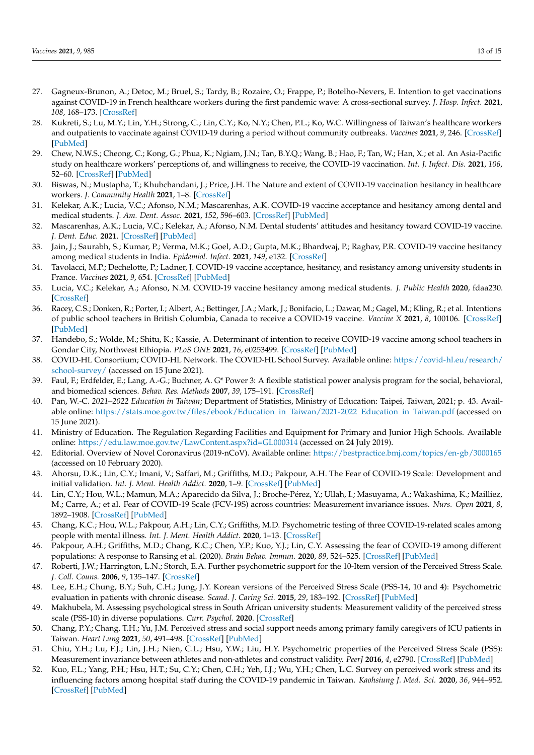27. Gagneux-Brunon, A.; Detoc, M.; Bruel, S.; Tardy, B.; Rozaire, O.; Frappe, P.; Botelho-Nevers, E. Intention to get vaccinations against COVID-19 in French healthcare workers during the first pandemic wave: A cross-sectional survey. *J. Hosp. Infect.* **2021**, *108*, 168–173. [CrossRef]
28. Kukreti, S.; Lu, M.Y.; Lin, Y.H.; Strong, C.; Lin, C.Y.; Ko, N.Y.; Chen, P.L.; Ko, W.C. Willingness of Taiwan's healthcare workers and outpatients to vaccinate against COVID-19 during a period without community outbreaks. *Vaccines* **2021**, *9*, 246. [CrossRef] [PubMed]
29. Chew, N.W.S.; Cheong, C.; Kong, G.; Phua, K.; Ngiam, J.N.; Tan, B.Y.Q.; Wang, B.; Hao, F.; Tan, W.; Han, X.; et al. An Asia-Pacific study on healthcare workers' perceptions of, and willingness to receive, the COVID-19 vaccination. *Int. J. Infect. Dis.* **2021**, *106*, 52–60. [CrossRef] [PubMed]
30. Biswas, N.; Mustapha, T.; Khubchandani, J.; Price, J.H. The Nature and extent of COVID-19 vaccination hesitancy in healthcare workers. *J. Community Health* **2021**, 1–8. [CrossRef]
31. Kelekar, A.K.; Lucia, V.C.; Afonso, N.M.; Mascarenhas, A.K. COVID-19 vaccine acceptance and hesitancy among dental and medical students. *J. Am. Dent. Assoc.* **2021**, *152*, 596–603. [CrossRef] [PubMed]
32. Mascarenhas, A.K.; Lucia, V.C.; Kelekar, A.; Afonso, N.M. Dental students' attitudes and hesitancy toward COVID-19 vaccine. *J. Dent. Educ.* **2021**. [CrossRef] [PubMed]
33. Jain, J.; Saurabh, S.; Kumar, P.; Verma, M.K.; Goel, A.D.; Gupta, M.K.; Bhardwaj, P.; Raghav, P.R. COVID-19 vaccine hesitancy among medical students in India. *Epidemiol. Infect.* **2021**, *149*, e132. [CrossRef]
34. Tavolacci, M.P.; Dechelotte, P.; Ladner, J. COVID-19 vaccine acceptance, hesitancy, and resistancy among university students in France. *Vaccines* **2021**, *9*, 654. [CrossRef] [PubMed]
35. Lucia, V.C.; Kelekar, A.; Afonso, N.M. COVID-19 vaccine hesitancy among medical students. *J. Public Health* **2020**, fdaa230. [CrossRef]
36. Racey, C.S.; Donken, R.; Porter, I.; Albert, A.; Bettinger, J.A.; Mark, J.; Bonifacio, L.; Dawar, M.; Gagel, M.; Kling, R.; et al. Intentions of public school teachers in British Columbia, Canada to receive a COVID-19 vaccine. *Vaccine X* **2021**, *8*, 100106. [CrossRef] [PubMed]
37. Handebo, S.; Wolde, M.; Shitu, K.; Kassie, A. Determinant of intention to receive COVID-19 vaccine among school teachers in Gondar City, Northwest Ethiopia. *PLoS ONE* **2021**, *16*, e0253499. [CrossRef] [PubMed]
38. COVID-HL Consortium; COVID-HL Network. The COVID-HL School Survey. Available online: https://covid-hl.eu/research/school-survey/ (accessed on 15 June 2021).
39. Faul, F.; Erdfelder, E.; Lang, A.-G.; Buchner, A. G* Power 3: A flexible statistical power analysis program for the social, behavioral, and biomedical sciences. *Behav. Res. Methods* **2007**, *39*, 175–191. [CrossRef]
40. Pan, W.-C. *2021–2022 Education in Taiwan*; Department of Statistics, Ministry of Education: Taipei, Taiwan, 2021; p. 43. Available online: https://stats.moe.gov.tw/files/ebook/Education_in_Taiwan/2021-2022_Education_in_Taiwan.pdf (accessed on 15 June 2021).
41. Ministry of Education. The Regulation Regarding Facilities and Equipment for Primary and Junior High Schools. Available online: https://edu.law.moe.gov.tw/LawContent.aspx?id=GL000314 (accessed on 24 July 2019).
42. Editorial. Overview of Novel Coronavirus (2019-nCoV). Available online: https://bestpractice.bmj.com/topics/en-gb/3000165 (accessed on 10 February 2020).
43. Ahorsu, D.K.; Lin, C.Y.; Imani, V.; Saffari, M.; Griffiths, M.D.; Pakpour, A.H. The Fear of COVID-19 Scale: Development and initial validation. *Int. J. Ment. Health Addict.* **2020**, 1–9. [CrossRef] [PubMed]
44. Lin, C.Y.; Hou, W.L.; Mamun, M.A.; Aparecido da Silva, J.; Broche-Pérez, Y.; Ullah, I.; Masuyama, A.; Wakashima, K.; Mailliez, M.; Carre, A.; et al. Fear of COVID-19 Scale (FCV-19S) across countries: Measurement invariance issues. *Nurs. Open* **2021**, *8*, 1892–1908. [CrossRef] [PubMed]
45. Chang, K.C.; Hou, W.L.; Pakpour, A.H.; Lin, C.Y.; Griffiths, M.D. Psychometric testing of three COVID-19-related scales among people with mental illness. *Int. J. Ment. Health Addict.* **2020**, 1–13. [CrossRef]
46. Pakpour, A.H.; Griffiths, M.D.; Chang, K.C.; Chen, Y.P.; Kuo, Y.J.; Lin, C.Y. Assessing the fear of COVID-19 among different populations: A response to Ransing et al. (2020). *Brain Behav. Immun.* **2020**, *89*, 524–525. [CrossRef] [PubMed]
47. Roberti, J.W.; Harrington, L.N.; Storch, E.A. Further psychometric support for the 10-Item version of the Perceived Stress Scale. *J. Coll. Couns.* **2006**, *9*, 135–147. [CrossRef]
48. Lee, E.H.; Chung, B.Y.; Suh, C.H.; Jung, J.Y. Korean versions of the Perceived Stress Scale (PSS-14, 10 and 4): Psychometric evaluation in patients with chronic disease. *Scand. J. Caring Sci.* **2015**, *29*, 183–192. [CrossRef] [PubMed]
49. Makhubela, M. Assessing psychological stress in South African university students: Measurement validity of the perceived stress scale (PSS-10) in diverse populations. *Curr. Psychol.* **2020**. [CrossRef]
50. Chang, P.Y.; Chang, T.H.; Yu, J.M. Perceived stress and social support needs among primary family caregivers of ICU patients in Taiwan. *Heart Lung* **2021**, *50*, 491–498. [CrossRef] [PubMed]
51. Chiu, Y.H.; Lu, F.J.; Lin, J.H.; Nien, C.L.; Hsu, Y.W.; Liu, H.Y. Psychometric properties of the Perceived Stress Scale (PSS): Measurement invariance between athletes and non-athletes and construct validity. *PeerJ* **2016**, *4*, e2790. [CrossRef] [PubMed]
52. Kuo, F.L.; Yang, P.H.; Hsu, H.T.; Su, C.Y.; Chen, C.H.; Yeh, I.J.; Wu, Y.H.; Chen, L.C. Survey on perceived work stress and its influencing factors among hospital staff during the COVID-19 pandemic in Taiwan. *Kaohsiung J. Med. Sci.* **2020**, *36*, 944–952. [CrossRef] [PubMed]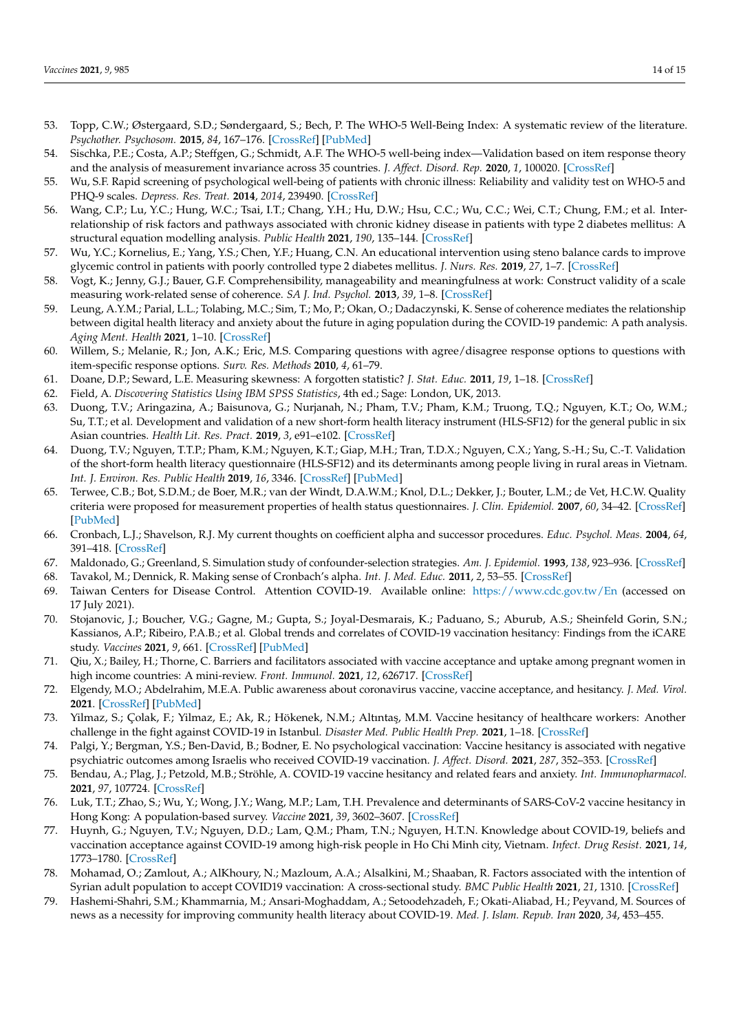53. Topp, C.W.; Østergaard, S.D.; Søndergaard, S.; Bech, P. The WHO-5 Well-Being Index: A systematic review of the literature. *Psychother. Psychosom.* **2015**, *84*, 167–176. [CrossRef] [PubMed]
54. Sischka, P.E.; Costa, A.P.; Steffgen, G.; Schmidt, A.F. The WHO-5 well-being index—Validation based on item response theory and the analysis of measurement invariance across 35 countries. *J. Affect. Disord. Rep.* **2020**, *1*, 100020. [CrossRef]
55. Wu, S.F. Rapid screening of psychological well-being of patients with chronic illness: Reliability and validity test on WHO-5 and PHQ-9 scales. *Depress. Res. Treat.* **2014**, *2014*, 239490. [CrossRef]
56. Wang, C.P.; Lu, Y.C.; Hung, W.C.; Tsai, I.T.; Chang, Y.H.; Hu, D.W.; Hsu, C.C.; Wu, C.C.; Wei, C.T.; Chung, F.M.; et al. Inter-relationship of risk factors and pathways associated with chronic kidney disease in patients with type 2 diabetes mellitus: A structural equation modelling analysis. *Public Health* **2021**, *190*, 135–144. [CrossRef]
57. Wu, Y.C.; Kornelius, E.; Yang, Y.S.; Chen, Y.F.; Huang, C.N. An educational intervention using steno balance cards to improve glycemic control in patients with poorly controlled type 2 diabetes mellitus. *J. Nurs. Res.* **2019**, *27*, 1–7. [CrossRef]
58. Vogt, K.; Jenny, G.J.; Bauer, G.F. Comprehensibility, manageability and meaningfulness at work: Construct validity of a scale measuring work-related sense of coherence. *SA J. Ind. Psychol.* **2013**, *39*, 1–8. [CrossRef]
59. Leung, A.Y.M.; Parial, L.L.; Tolabing, M.C.; Sim, T.; Mo, P.; Okan, O.; Dadaczynski, K. Sense of coherence mediates the relationship between digital health literacy and anxiety about the future in aging population during the COVID-19 pandemic: A path analysis. *Aging Ment. Health* **2021**, 1–10. [CrossRef]
60. Willem, S.; Melanie, R.; Jon, A.K.; Eric, M.S. Comparing questions with agree/disagree response options to questions with item-specific response options. *Surv. Res. Methods* **2010**, *4*, 61–79.
61. Doane, D.P.; Seward, L.E. Measuring skewness: A forgotten statistic? *J. Stat. Educ.* **2011**, *19*, 1–18. [CrossRef]
62. Field, A. *Discovering Statistics Using IBM SPSS Statistics*, 4th ed.; Sage: London, UK, 2013.
63. Duong, T.V.; Aringazina, A.; Baisunova, G.; Nurjanah, N.; Pham, T.V.; Pham, K.M.; Truong, T.Q.; Nguyen, K.T.; Oo, W.M.; Su, T.T.; et al. Development and validation of a new short-form health literacy instrument (HLS-SF12) for the general public in six Asian countries. *Health Lit. Res. Pract.* **2019**, *3*, e91–e102. [CrossRef]
64. Duong, T.V.; Nguyen, T.T.P.; Pham, K.M.; Nguyen, K.T.; Giap, M.H.; Tran, T.D.X.; Nguyen, C.X.; Yang, S.-H.; Su, C.-T. Validation of the short-form health literacy questionnaire (HLS-SF12) and its determinants among people living in rural areas in Vietnam. *Int. J. Environ. Res. Public Health* **2019**, *16*, 3346. [CrossRef] [PubMed]
65. Terwee, C.B.; Bot, S.D.M.; de Boer, M.R.; van der Windt, D.A.W.M.; Knol, D.L.; Dekker, J.; Bouter, L.M.; de Vet, H.C.W. Quality criteria were proposed for measurement properties of health status questionnaires. *J. Clin. Epidemiol.* **2007**, *60*, 34–42. [CrossRef] [PubMed]
66. Cronbach, L.J.; Shavelson, R.J. My current thoughts on coefficient alpha and successor procedures. *Educ. Psychol. Meas.* **2004**, *64*, 391–418. [CrossRef]
67. Maldonado, G.; Greenland, S. Simulation study of confounder-selection strategies. *Am. J. Epidemiol.* **1993**, *138*, 923–936. [CrossRef]
68. Tavakol, M.; Dennick, R. Making sense of Cronbach's alpha. *Int. J. Med. Educ.* **2011**, *2*, 53–55. [CrossRef]
69. Taiwan Centers for Disease Control. Attention COVID-19. Available online: https://www.cdc.gov.tw/En (accessed on 17 July 2021).
70. Stojanovic, J.; Boucher, V.G.; Gagne, M.; Gupta, S.; Joyal-Desmarais, K.; Paduano, S.; Aburub, A.S.; Sheinfeld Gorin, S.N.; Kassianos, A.P.; Ribeiro, P.A.B.; et al. Global trends and correlates of COVID-19 vaccination hesitancy: Findings from the iCARE study. *Vaccines* **2021**, *9*, 661. [CrossRef] [PubMed]
71. Qiu, X.; Bailey, H.; Thorne, C. Barriers and facilitators associated with vaccine acceptance and uptake among pregnant women in high income countries: A mini-review. *Front. Immunol.* **2021**, *12*, 626717. [CrossRef]
72. Elgendy, M.O.; Abdelrahim, M.E.A. Public awareness about coronavirus vaccine, vaccine acceptance, and hesitancy. *J. Med. Virol.* **2021**. [CrossRef] [PubMed]
73. Yilmaz, S.; Çolak, F.; Yilmaz, E.; Ak, R.; Hökenek, N.M.; Altıntaş, M.M. Vaccine hesitancy of healthcare workers: Another challenge in the fight against COVID-19 in Istanbul. *Disaster Med. Public Health Prep.* **2021**, 1–18. [CrossRef]
74. Palgi, Y.; Bergman, Y.S.; Ben-David, B.; Bodner, E. No psychological vaccination: Vaccine hesitancy is associated with negative psychiatric outcomes among Israelis who received COVID-19 vaccination. *J. Affect. Disord.* **2021**, *287*, 352–353. [CrossRef]
75. Bendau, A.; Plag, J.; Petzold, M.B.; Ströhle, A. COVID-19 vaccine hesitancy and related fears and anxiety. *Int. Immunopharmacol.* **2021**, *97*, 107724. [CrossRef]
76. Luk, T.T.; Zhao, S.; Wu, Y.; Wong, J.Y.; Wang, M.P.; Lam, T.H. Prevalence and determinants of SARS-CoV-2 vaccine hesitancy in Hong Kong: A population-based survey. *Vaccine* **2021**, *39*, 3602–3607. [CrossRef]
77. Huynh, G.; Nguyen, T.V.; Nguyen, D.D.; Lam, Q.M.; Pham, T.N.; Nguyen, H.T.N. Knowledge about COVID-19, beliefs and vaccination acceptance against COVID-19 among high-risk people in Ho Chi Minh city, Vietnam. *Infect. Drug Resist.* **2021**, *14*, 1773–1780. [CrossRef]
78. Mohamad, O.; Zamlout, A.; AlKhoury, N.; Mazloum, A.A.; Alsalkini, M.; Shaaban, R. Factors associated with the intention of Syrian adult population to accept COVID19 vaccination: A cross-sectional study. *BMC Public Health* **2021**, *21*, 1310. [CrossRef]
79. Hashemi-Shahri, S.M.; Khammarnia, M.; Ansari-Moghaddam, A.; Setoodehzadeh, F.; Okati-Aliabad, H.; Peyvand, M. Sources of news as a necessity for improving community health literacy about COVID-19. *Med. J. Islam. Repub. Iran* **2020**, *34*, 453–455.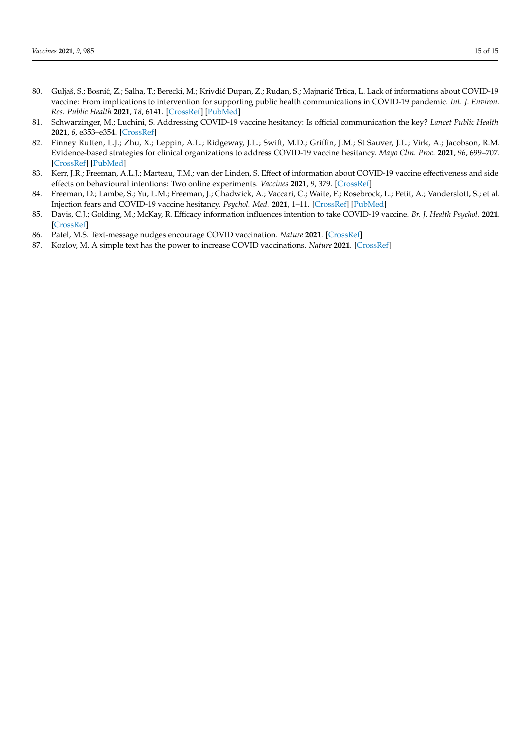80. Guljaš, S.; Bosnić, Z.; Salha, T.; Berecki, M.; Krivdić Dupan, Z.; Rudan, S.; Majnarić Trtica, L. Lack of informations about COVID-19 vaccine: From implications to intervention for supporting public health communications in COVID-19 pandemic. *Int. J. Environ. Res. Public Health* **2021**, *18*, 6141. [CrossRef] [PubMed]
81. Schwarzinger, M.; Luchini, S. Addressing COVID-19 vaccine hesitancy: Is official communication the key? *Lancet Public Health* **2021**, *6*, e353–e354. [CrossRef]
82. Finney Rutten, L.J.; Zhu, X.; Leppin, A.L.; Ridgeway, J.L.; Swift, M.D.; Griffin, J.M.; St Sauver, J.L.; Virk, A.; Jacobson, R.M. Evidence-based strategies for clinical organizations to address COVID-19 vaccine hesitancy. *Mayo Clin. Proc.* **2021**, *96*, 699–707. [CrossRef] [PubMed]
83. Kerr, J.R.; Freeman, A.L.J.; Marteau, T.M.; van der Linden, S. Effect of information about COVID-19 vaccine effectiveness and side effects on behavioural intentions: Two online experiments. *Vaccines* **2021**, *9*, 379. [CrossRef]
84. Freeman, D.; Lambe, S.; Yu, L.M.; Freeman, J.; Chadwick, A.; Vaccari, C.; Waite, F.; Rosebrock, L.; Petit, A.; Vanderslott, S.; et al. Injection fears and COVID-19 vaccine hesitancy. *Psychol. Med.* **2021**, 1–11. [CrossRef] [PubMed]
85. Davis, C.J.; Golding, M.; McKay, R. Efficacy information influences intention to take COVID-19 vaccine. *Br. J. Health Psychol.* **2021**. [CrossRef]
86. Patel, M.S. Text-message nudges encourage COVID vaccination. *Nature* **2021**. [CrossRef]
87. Kozlov, M. A simple text has the power to increase COVID vaccinations. *Nature* **2021**. [CrossRef]